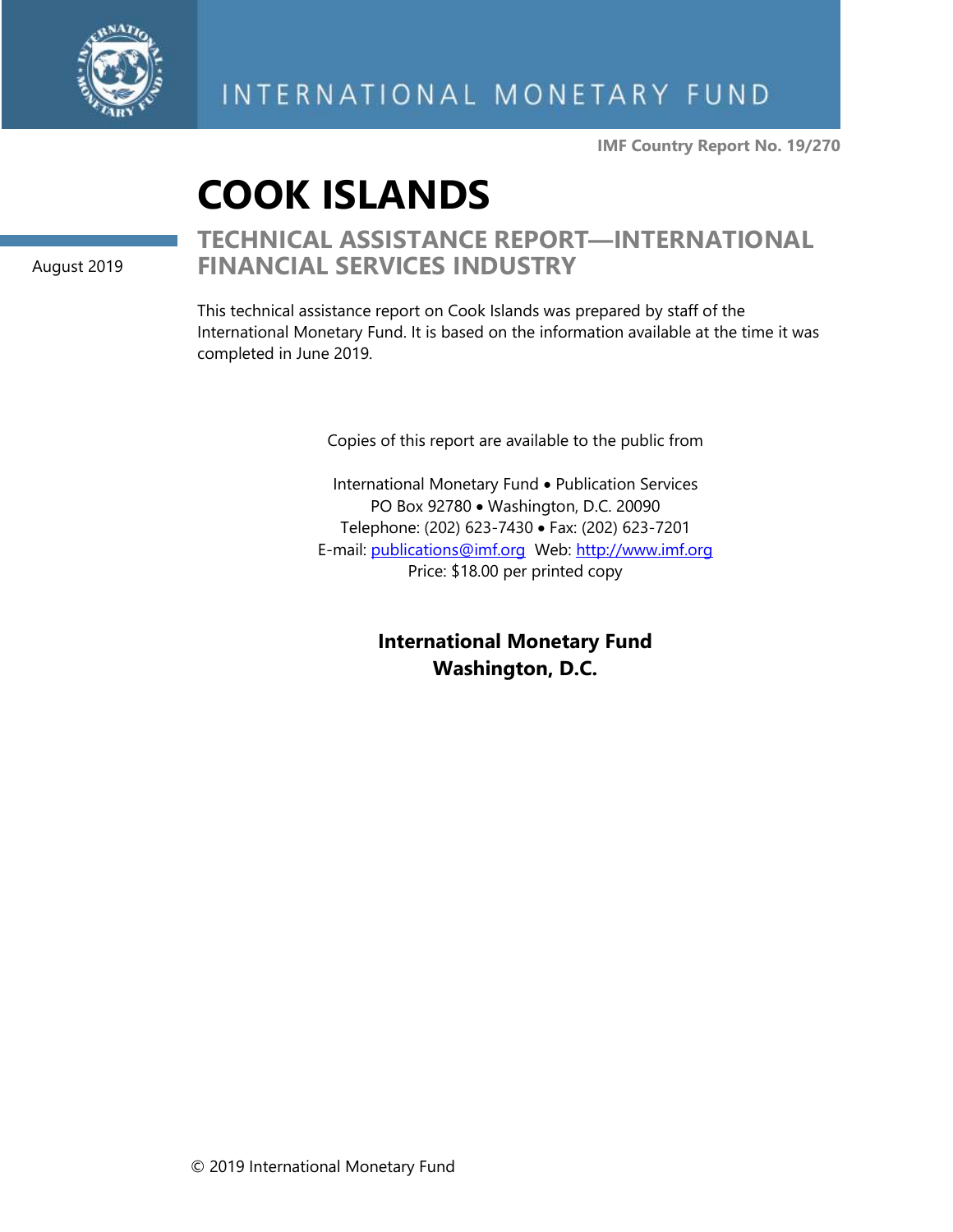INTERNATIONAL MONETARY FUND

IMF Country Report No. 19/270

# COOK ISLANDS

August 2019

## TECHNICAL ASSISTANCE REPORT—INTERNATIONAL FINANCIAL SERVICES INDUSTRY

This technical assistance report on Cook Islands was prepared by staff of the International Monetary Fund. It is based on the information available at the time it was completed in June 2019.

Copies of this report are available to the public from

International Monetary Fund • Publication Services
PO Box 92780 • Washington, D.C. 20090
Telephone: (202) 623-7430 • Fax: (202) 623-7201
E-mail: publications@imf.org Web: http://www.imf.org
Price: $18.00 per printed copy

**International Monetary Fund**
**Washington, D.C.**

© 2019 International Monetary Fund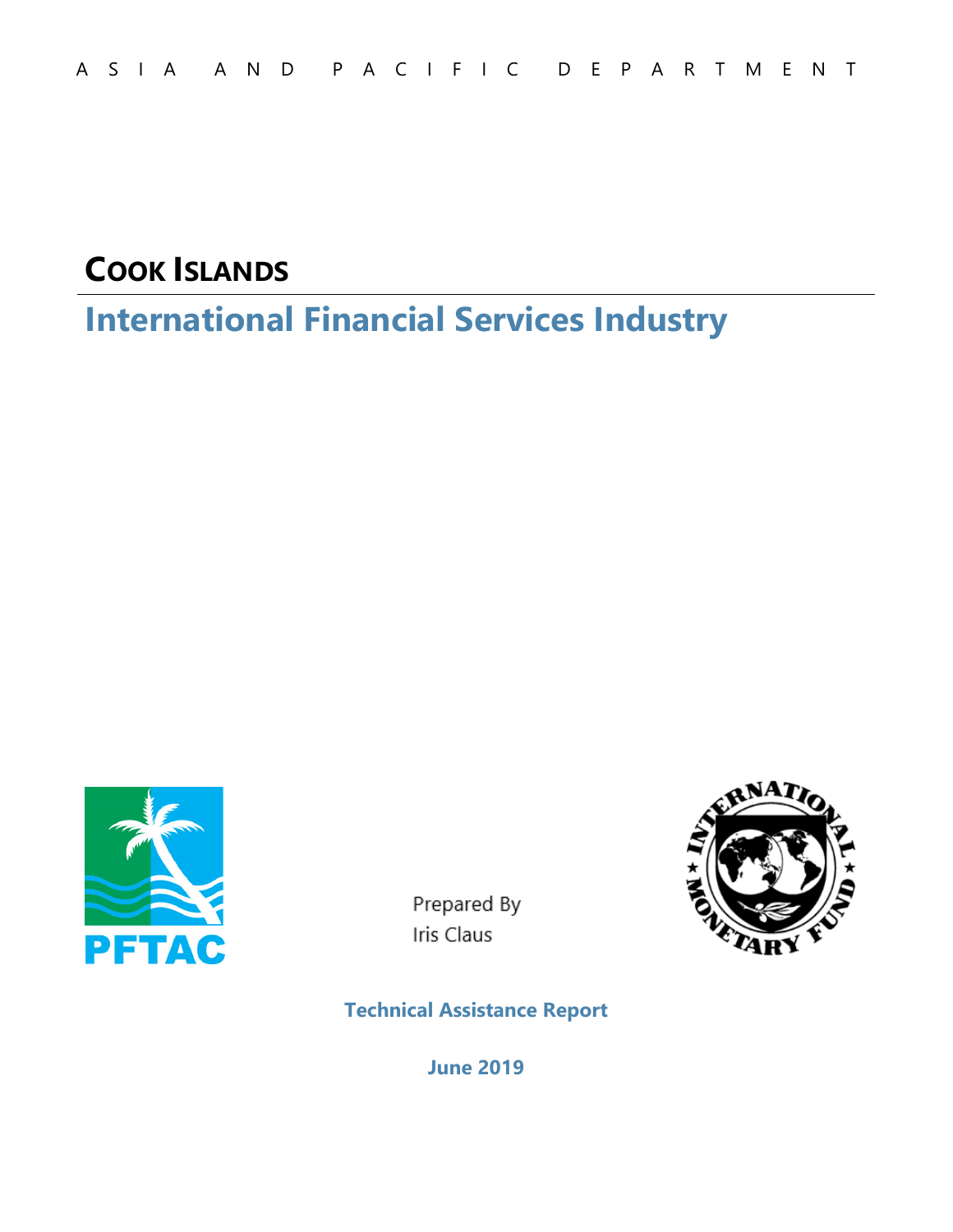ASIA AND PACIFIC DEPARTMENT

# COOK ISLANDS

## International Financial Services Industry

Prepared By
Iris Claus

**Technical Assistance Report**

**June 2019**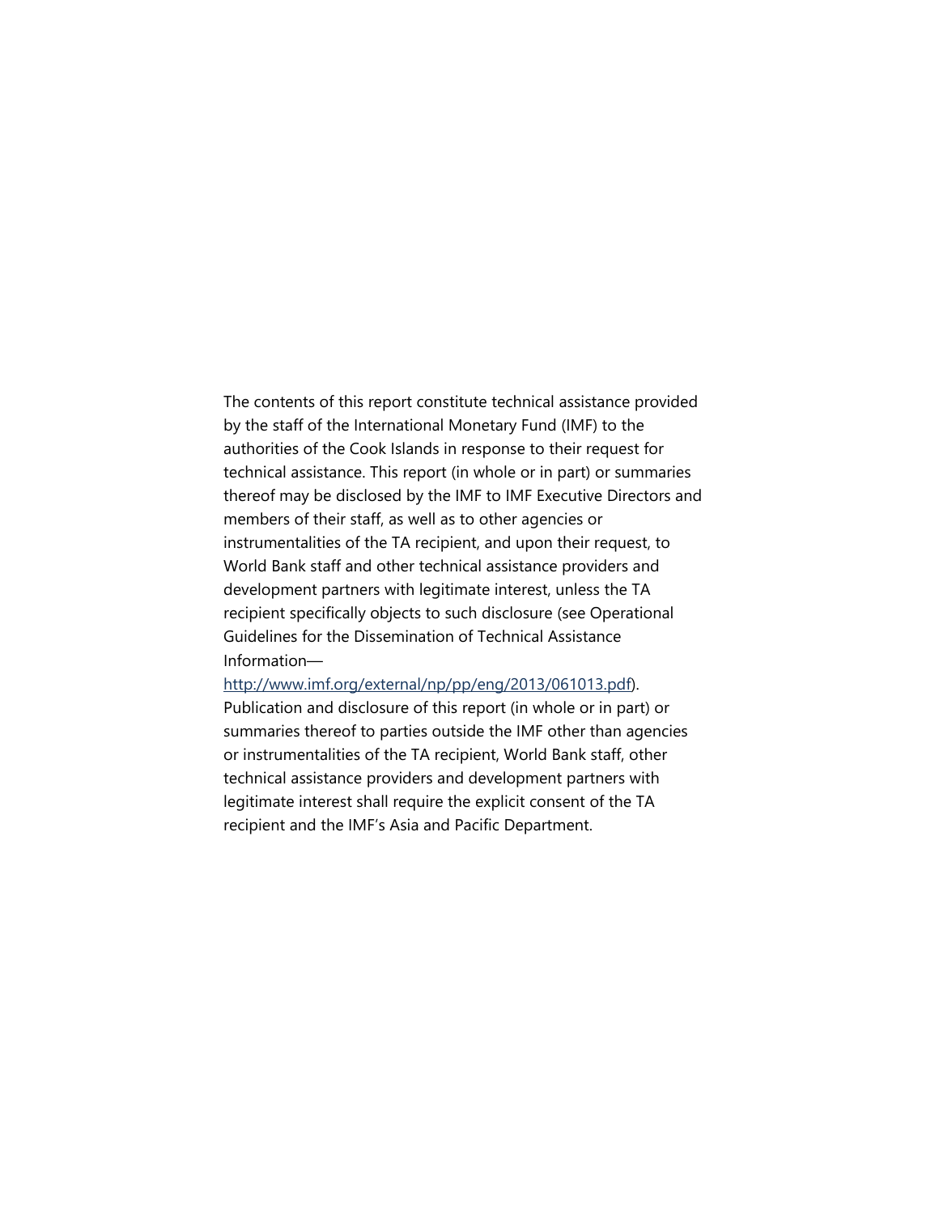The contents of this report constitute technical assistance provided by the staff of the International Monetary Fund (IMF) to the authorities of the Cook Islands in response to their request for technical assistance. This report (in whole or in part) or summaries thereof may be disclosed by the IMF to IMF Executive Directors and members of their staff, as well as to other agencies or instrumentalities of the TA recipient, and upon their request, to World Bank staff and other technical assistance providers and development partners with legitimate interest, unless the TA recipient specifically objects to such disclosure (see Operational Guidelines for the Dissemination of Technical Assistance Information—[http://www.imf.org/external/np/pp/eng/2013/061013.pdf](http://www.imf.org/external/np/pp/eng/2013/061013.pdf)). Publication and disclosure of this report (in whole or in part) or summaries thereof to parties outside the IMF other than agencies or instrumentalities of the TA recipient, World Bank staff, other technical assistance providers and development partners with legitimate interest shall require the explicit consent of the TA recipient and the IMF's Asia and Pacific Department.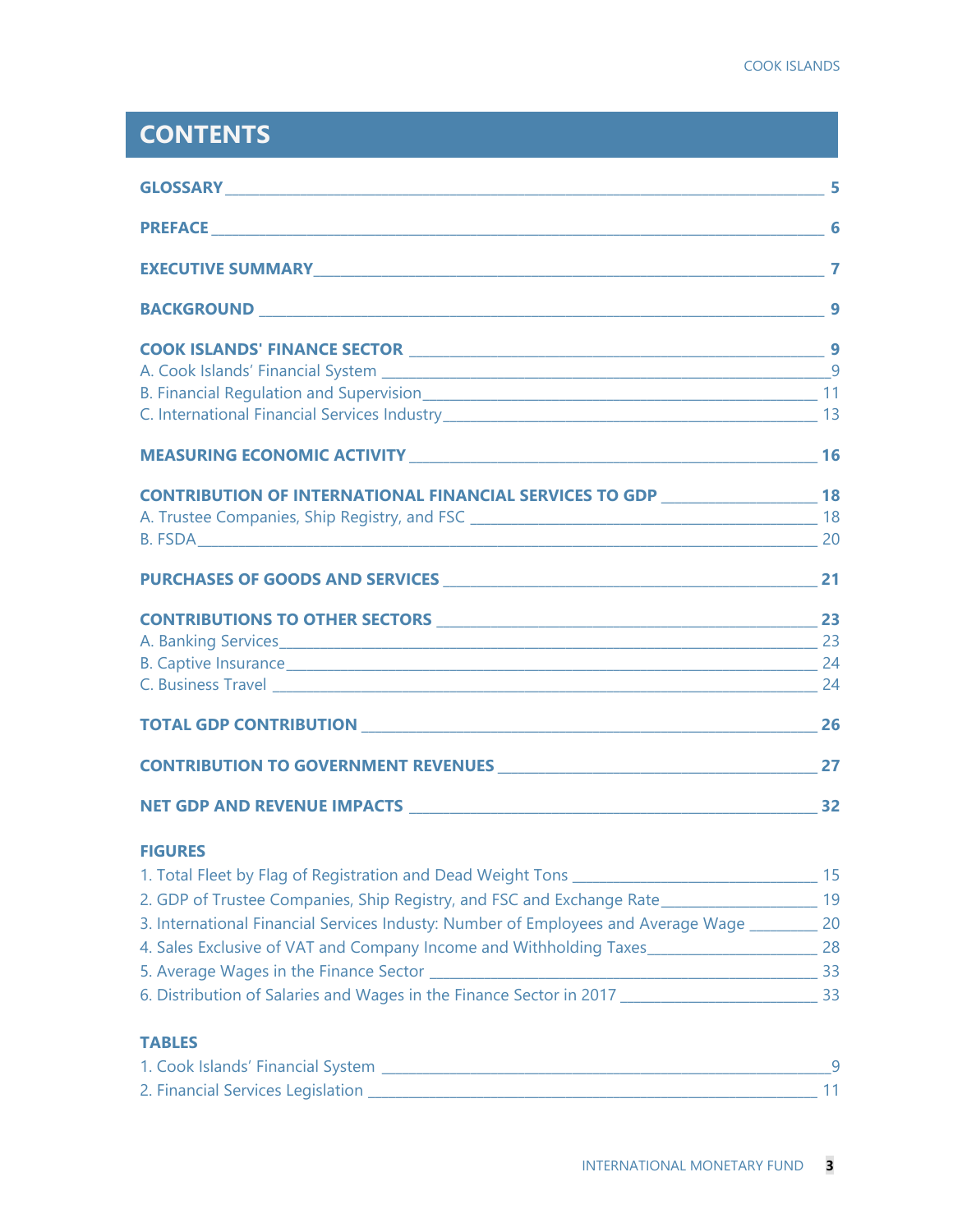# CONTENTS

**GLOSSARY** \_\_\_ **5**

**PREFACE** \_\_\_ **6**

**EXECUTIVE SUMMARY** \_\_\_ **7**

**BACKGROUND** \_\_\_ **9**

**COOK ISLANDS' FINANCE SECTOR** \_\_\_ **9**

A. Cook Islands' Financial System \_\_\_ 9

B. Financial Regulation and Supervision \_\_\_ 11

C. International Financial Services Industry \_\_\_ 13

**MEASURING ECONOMIC ACTIVITY** \_\_\_ **16**

**CONTRIBUTION OF INTERNATIONAL FINANCIAL SERVICES TO GDP** \_\_\_ **18**

A. Trustee Companies, Ship Registry, and FSC \_\_\_ 18

B. FSDA \_\_\_ 20

**PURCHASES OF GOODS AND SERVICES** \_\_\_ **21**

**CONTRIBUTIONS TO OTHER SECTORS** \_\_\_ **23**

A. Banking Services \_\_\_ 23

B. Captive Insurance \_\_\_ 24

C. Business Travel \_\_\_ 24

**TOTAL GDP CONTRIBUTION** \_\_\_ **26**

**CONTRIBUTION TO GOVERNMENT REVENUES** \_\_\_ **27**

**NET GDP AND REVENUE IMPACTS** \_\_\_ **32**

**FIGURES**

1. Total Fleet by Flag of Registration and Dead Weight Tons \_\_\_ 15
2. GDP of Trustee Companies, Ship Registry, and FSC and Exchange Rate \_\_\_ 19
3. International Financial Services Industy: Number of Employees and Average Wage \_\_\_ 20
4. Sales Exclusive of VAT and Company Income and Withholding Taxes \_\_\_ 28
5. Average Wages in the Finance Sector \_\_\_ 33
6. Distribution of Salaries and Wages in the Finance Sector in 2017 \_\_\_ 33

**TABLES**

1. Cook Islands' Financial System \_\_\_ 9
2. Financial Services Legislation \_\_\_ 11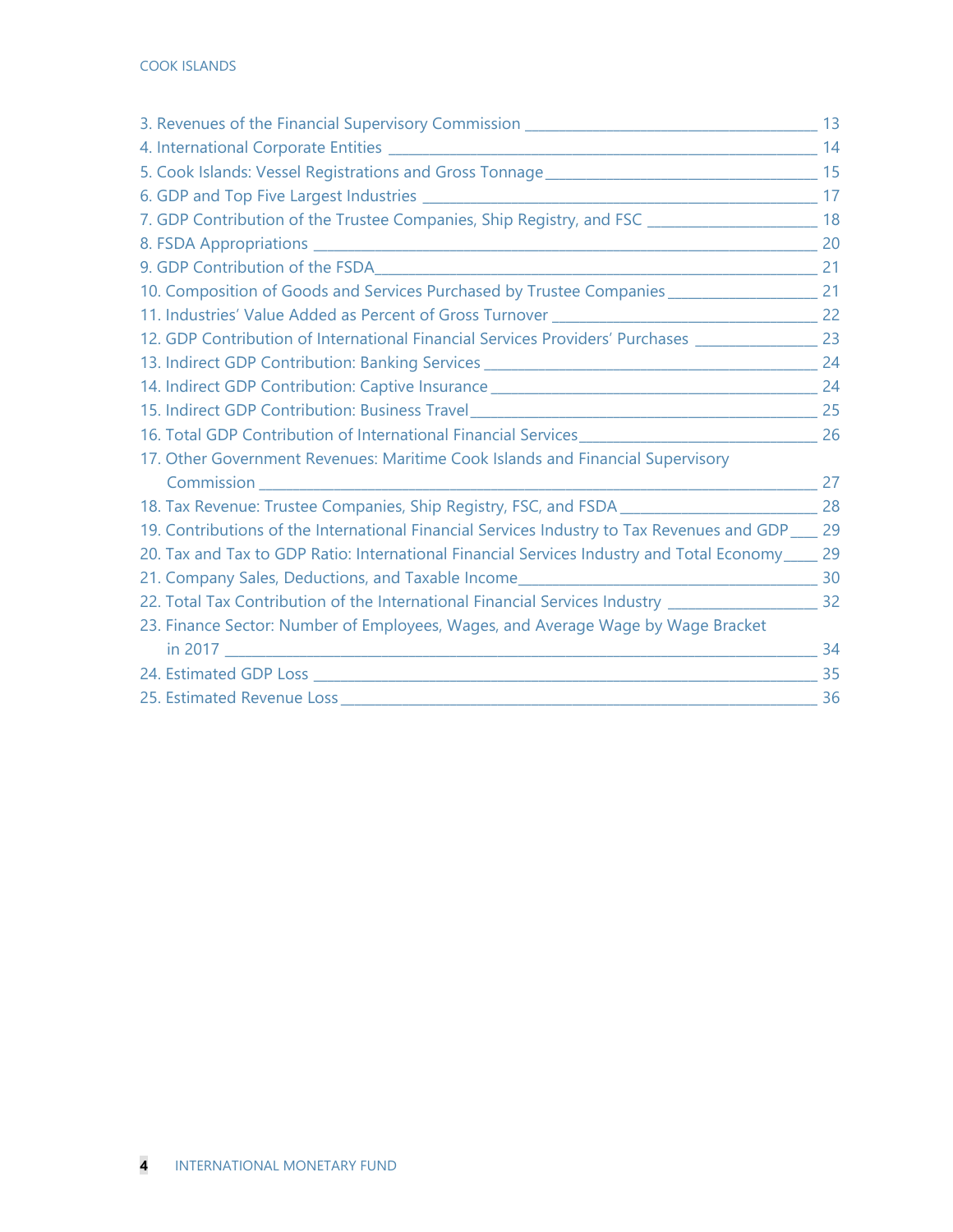3. Revenues of the Financial Supervisory Commission ____ 13
4. International Corporate Entities ____ 14
5. Cook Islands: Vessel Registrations and Gross Tonnage ____ 15
6. GDP and Top Five Largest Industries ____ 17
7. GDP Contribution of the Trustee Companies, Ship Registry, and FSC ____ 18
8. FSDA Appropriations ____ 20
9. GDP Contribution of the FSDA ____ 21
10. Composition of Goods and Services Purchased by Trustee Companies ____ 21
11. Industries' Value Added as Percent of Gross Turnover ____ 22
12. GDP Contribution of International Financial Services Providers' Purchases ____ 23
13. Indirect GDP Contribution: Banking Services ____ 24
14. Indirect GDP Contribution: Captive Insurance ____ 24
15. Indirect GDP Contribution: Business Travel ____ 25
16. Total GDP Contribution of International Financial Services ____ 26
17. Other Government Revenues: Maritime Cook Islands and Financial Supervisory Commission ____ 27
18. Tax Revenue: Trustee Companies, Ship Registry, FSC, and FSDA ____ 28
19. Contributions of the International Financial Services Industry to Tax Revenues and GDP ____ 29
20. Tax and Tax to GDP Ratio: International Financial Services Industry and Total Economy ____ 29
21. Company Sales, Deductions, and Taxable Income ____ 30
22. Total Tax Contribution of the International Financial Services Industry ____ 32
23. Finance Sector: Number of Employees, Wages, and Average Wage by Wage Bracket in 2017 ____ 34
24. Estimated GDP Loss ____ 35
25. Estimated Revenue Loss ____ 36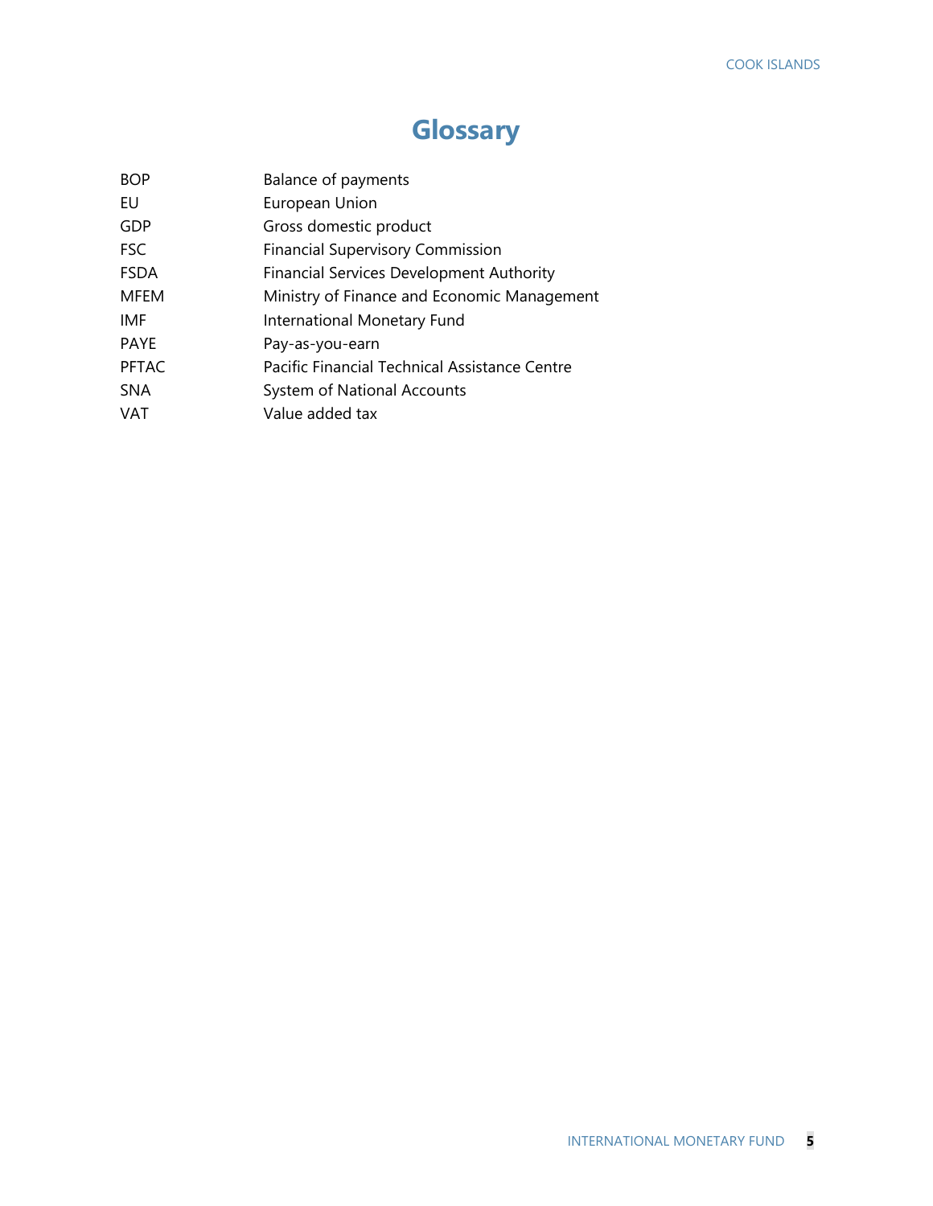# Glossary

| | |
|---|---|
| BOP | Balance of payments |
| EU | European Union |
| GDP | Gross domestic product |
| FSC | Financial Supervisory Commission |
| FSDA | Financial Services Development Authority |
| MFEM | Ministry of Finance and Economic Management |
| IMF | International Monetary Fund |
| PAYE | Pay-as-you-earn |
| PFTAC | Pacific Financial Technical Assistance Centre |
| SNA | System of National Accounts |
| VAT | Value added tax |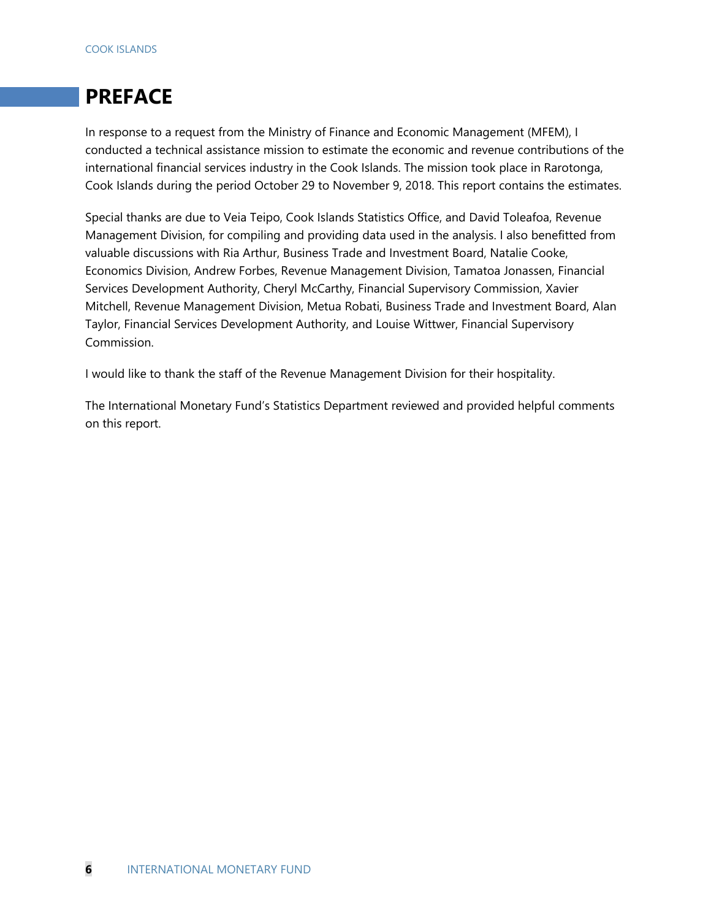# PREFACE

In response to a request from the Ministry of Finance and Economic Management (MFEM), I conducted a technical assistance mission to estimate the economic and revenue contributions of the international financial services industry in the Cook Islands. The mission took place in Rarotonga, Cook Islands during the period October 29 to November 9, 2018. This report contains the estimates.

Special thanks are due to Veia Teipo, Cook Islands Statistics Office, and David Toleafoa, Revenue Management Division, for compiling and providing data used in the analysis. I also benefitted from valuable discussions with Ria Arthur, Business Trade and Investment Board, Natalie Cooke, Economics Division, Andrew Forbes, Revenue Management Division, Tamatoa Jonassen, Financial Services Development Authority, Cheryl McCarthy, Financial Supervisory Commission, Xavier Mitchell, Revenue Management Division, Metua Robati, Business Trade and Investment Board, Alan Taylor, Financial Services Development Authority, and Louise Wittwer, Financial Supervisory Commission.

I would like to thank the staff of the Revenue Management Division for their hospitality.

The International Monetary Fund's Statistics Department reviewed and provided helpful comments on this report.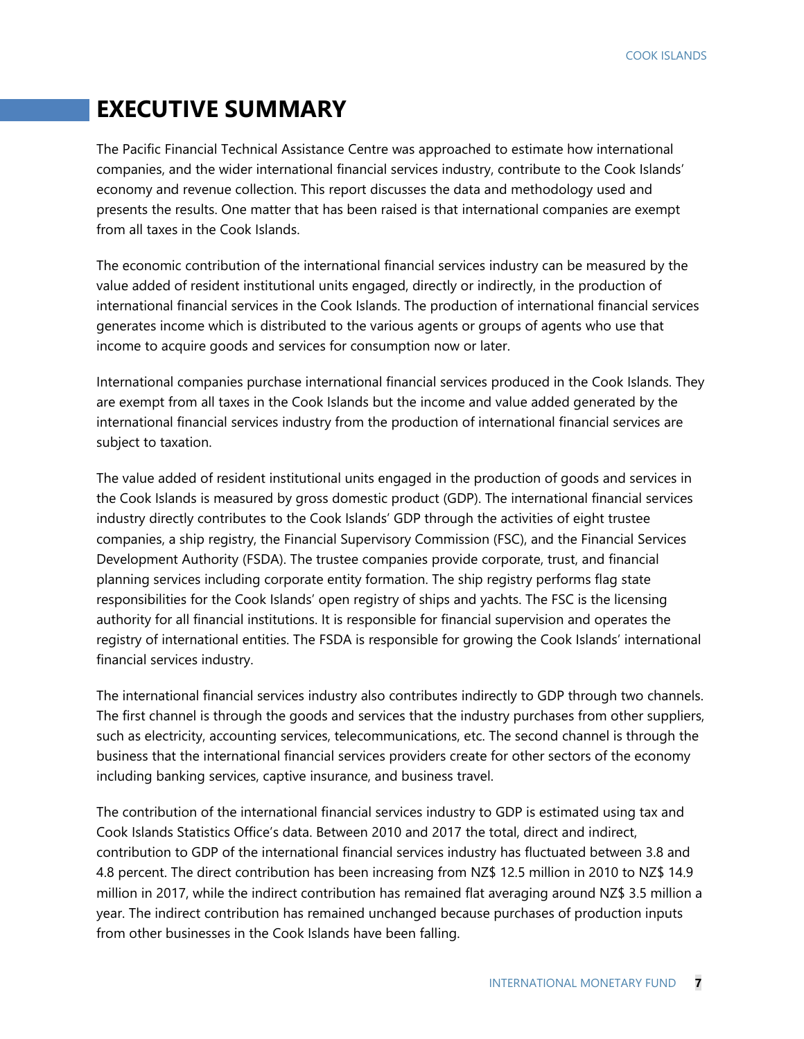# EXECUTIVE SUMMARY

The Pacific Financial Technical Assistance Centre was approached to estimate how international companies, and the wider international financial services industry, contribute to the Cook Islands' economy and revenue collection. This report discusses the data and methodology used and presents the results. One matter that has been raised is that international companies are exempt from all taxes in the Cook Islands.

The economic contribution of the international financial services industry can be measured by the value added of resident institutional units engaged, directly or indirectly, in the production of international financial services in the Cook Islands. The production of international financial services generates income which is distributed to the various agents or groups of agents who use that income to acquire goods and services for consumption now or later.

International companies purchase international financial services produced in the Cook Islands. They are exempt from all taxes in the Cook Islands but the income and value added generated by the international financial services industry from the production of international financial services are subject to taxation.

The value added of resident institutional units engaged in the production of goods and services in the Cook Islands is measured by gross domestic product (GDP). The international financial services industry directly contributes to the Cook Islands' GDP through the activities of eight trustee companies, a ship registry, the Financial Supervisory Commission (FSC), and the Financial Services Development Authority (FSDA). The trustee companies provide corporate, trust, and financial planning services including corporate entity formation. The ship registry performs flag state responsibilities for the Cook Islands' open registry of ships and yachts. The FSC is the licensing authority for all financial institutions. It is responsible for financial supervision and operates the registry of international entities. The FSDA is responsible for growing the Cook Islands' international financial services industry.

The international financial services industry also contributes indirectly to GDP through two channels. The first channel is through the goods and services that the industry purchases from other suppliers, such as electricity, accounting services, telecommunications, etc. The second channel is through the business that the international financial services providers create for other sectors of the economy including banking services, captive insurance, and business travel.

The contribution of the international financial services industry to GDP is estimated using tax and Cook Islands Statistics Office's data. Between 2010 and 2017 the total, direct and indirect, contribution to GDP of the international financial services industry has fluctuated between 3.8 and 4.8 percent. The direct contribution has been increasing from NZ$ 12.5 million in 2010 to NZ$ 14.9 million in 2017, while the indirect contribution has remained flat averaging around NZ$ 3.5 million a year. The indirect contribution has remained unchanged because purchases of production inputs from other businesses in the Cook Islands have been falling.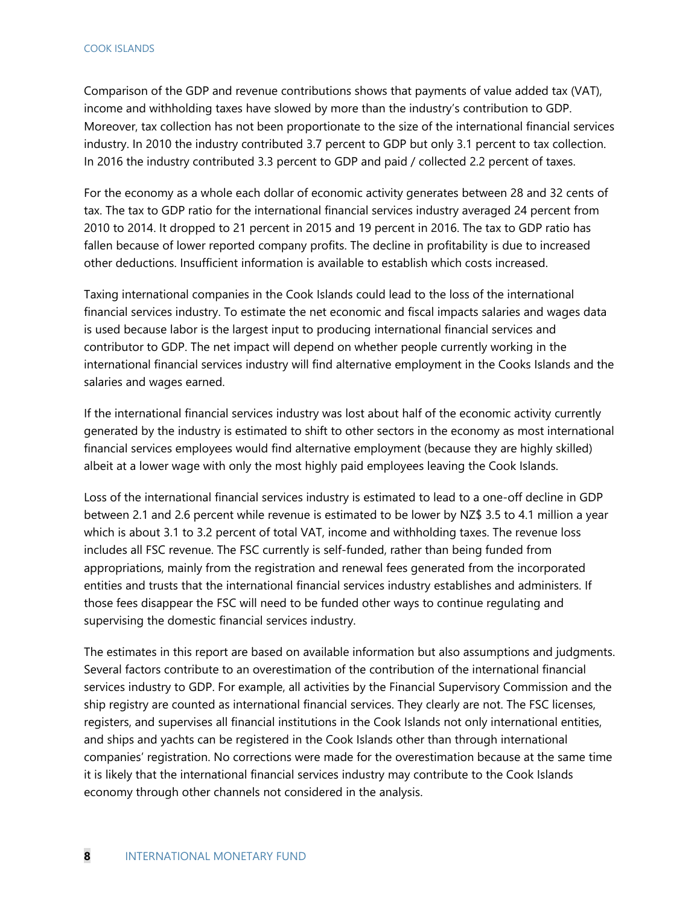Comparison of the GDP and revenue contributions shows that payments of value added tax (VAT), income and withholding taxes have slowed by more than the industry's contribution to GDP. Moreover, tax collection has not been proportionate to the size of the international financial services industry. In 2010 the industry contributed 3.7 percent to GDP but only 3.1 percent to tax collection. In 2016 the industry contributed 3.3 percent to GDP and paid / collected 2.2 percent of taxes.

For the economy as a whole each dollar of economic activity generates between 28 and 32 cents of tax. The tax to GDP ratio for the international financial services industry averaged 24 percent from 2010 to 2014. It dropped to 21 percent in 2015 and 19 percent in 2016. The tax to GDP ratio has fallen because of lower reported company profits. The decline in profitability is due to increased other deductions. Insufficient information is available to establish which costs increased.

Taxing international companies in the Cook Islands could lead to the loss of the international financial services industry. To estimate the net economic and fiscal impacts salaries and wages data is used because labor is the largest input to producing international financial services and contributor to GDP. The net impact will depend on whether people currently working in the international financial services industry will find alternative employment in the Cooks Islands and the salaries and wages earned.

If the international financial services industry was lost about half of the economic activity currently generated by the industry is estimated to shift to other sectors in the economy as most international financial services employees would find alternative employment (because they are highly skilled) albeit at a lower wage with only the most highly paid employees leaving the Cook Islands.

Loss of the international financial services industry is estimated to lead to a one-off decline in GDP between 2.1 and 2.6 percent while revenue is estimated to be lower by NZ$ 3.5 to 4.1 million a year which is about 3.1 to 3.2 percent of total VAT, income and withholding taxes. The revenue loss includes all FSC revenue. The FSC currently is self-funded, rather than being funded from appropriations, mainly from the registration and renewal fees generated from the incorporated entities and trusts that the international financial services industry establishes and administers. If those fees disappear the FSC will need to be funded other ways to continue regulating and supervising the domestic financial services industry.

The estimates in this report are based on available information but also assumptions and judgments. Several factors contribute to an overestimation of the contribution of the international financial services industry to GDP. For example, all activities by the Financial Supervisory Commission and the ship registry are counted as international financial services. They clearly are not. The FSC licenses, registers, and supervises all financial institutions in the Cook Islands not only international entities, and ships and yachts can be registered in the Cook Islands other than through international companies' registration. No corrections were made for the overestimation because at the same time it is likely that the international financial services industry may contribute to the Cook Islands economy through other channels not considered in the analysis.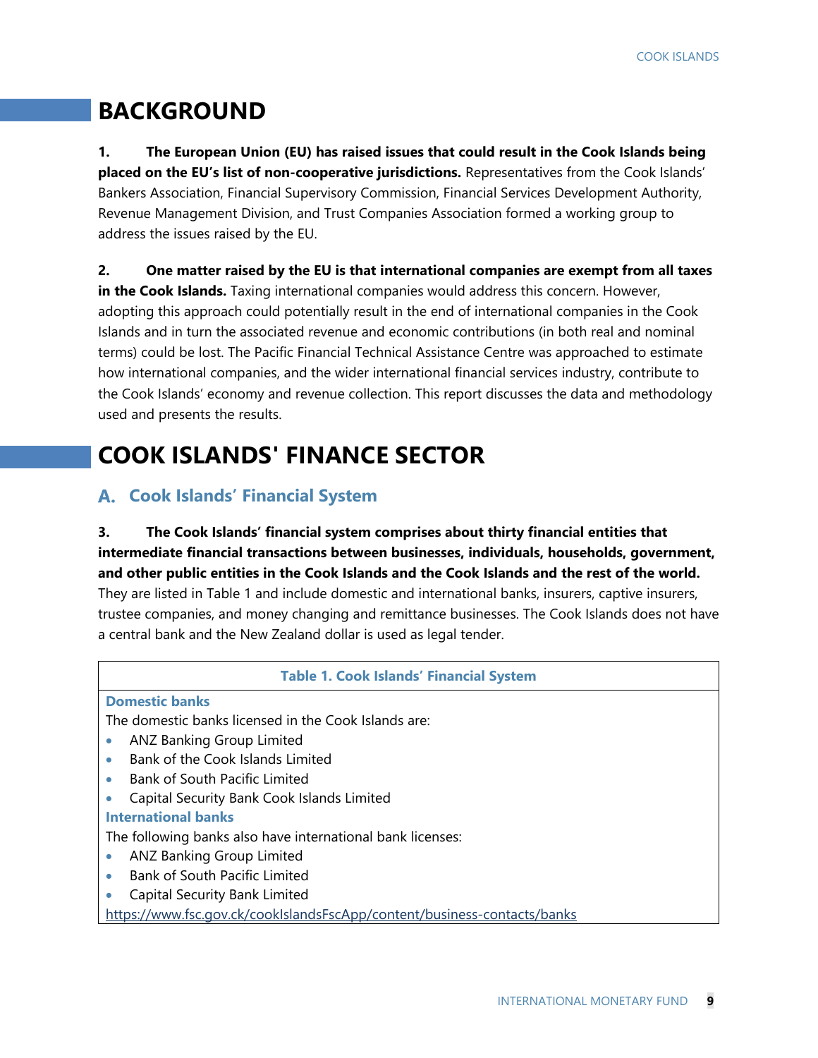# BACKGROUND

**1. The European Union (EU) has raised issues that could result in the Cook Islands being placed on the EU's list of non-cooperative jurisdictions.** Representatives from the Cook Islands' Bankers Association, Financial Supervisory Commission, Financial Services Development Authority, Revenue Management Division, and Trust Companies Association formed a working group to address the issues raised by the EU.

**2. One matter raised by the EU is that international companies are exempt from all taxes in the Cook Islands.** Taxing international companies would address this concern. However, adopting this approach could potentially result in the end of international companies in the Cook Islands and in turn the associated revenue and economic contributions (in both real and nominal terms) could be lost. The Pacific Financial Technical Assistance Centre was approached to estimate how international companies, and the wider international financial services industry, contribute to the Cook Islands' economy and revenue collection. This report discusses the data and methodology used and presents the results.

# COOK ISLANDS' FINANCE SECTOR

## A. Cook Islands' Financial System

**3. The Cook Islands' financial system comprises about thirty financial entities that intermediate financial transactions between businesses, individuals, households, government, and other public entities in the Cook Islands and the Cook Islands and the rest of the world.** They are listed in Table 1 and include domestic and international banks, insurers, captive insurers, trustee companies, and money changing and remittance businesses. The Cook Islands does not have a central bank and the New Zealand dollar is used as legal tender.

**Table 1. Cook Islands' Financial System**

**Domestic banks**

The domestic banks licensed in the Cook Islands are:

- ANZ Banking Group Limited
- Bank of the Cook Islands Limited
- Bank of South Pacific Limited
- Capital Security Bank Cook Islands Limited

**International banks**

The following banks also have international bank licenses:

- ANZ Banking Group Limited
- Bank of South Pacific Limited
- Capital Security Bank Limited

https://www.fsc.gov.ck/cookIslandsFscApp/content/business-contacts/banks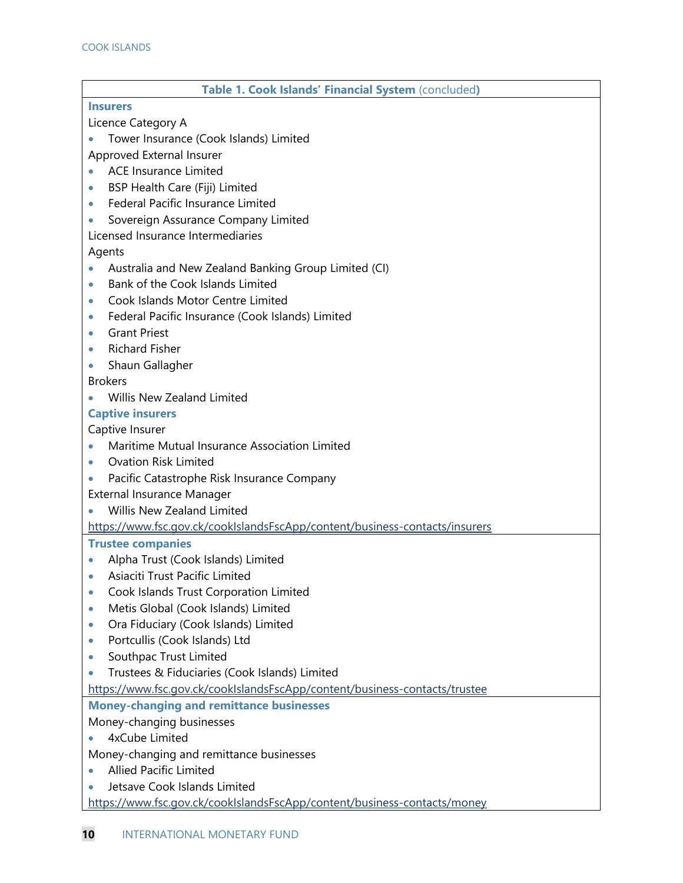**Table 1. Cook Islands' Financial System (concluded)**

**Insurers**

Licence Category A

- Tower Insurance (Cook Islands) Limited

Approved External Insurer

- ACE Insurance Limited
- BSP Health Care (Fiji) Limited
- Federal Pacific Insurance Limited
- Sovereign Assurance Company Limited

Licensed Insurance Intermediaries

Agents

- Australia and New Zealand Banking Group Limited (CI)
- Bank of the Cook Islands Limited
- Cook Islands Motor Centre Limited
- Federal Pacific Insurance (Cook Islands) Limited
- Grant Priest
- Richard Fisher
- Shaun Gallagher

Brokers

- Willis New Zealand Limited

**Captive insurers**

Captive Insurer

- Maritime Mutual Insurance Association Limited
- Ovation Risk Limited
- Pacific Catastrophe Risk Insurance Company

External Insurance Manager

- Willis New Zealand Limited

https://www.fsc.gov.ck/cookIslandsFscApp/content/business-contacts/insurers

**Trustee companies**

- Alpha Trust (Cook Islands) Limited
- Asiaciti Trust Pacific Limited
- Cook Islands Trust Corporation Limited
- Metis Global (Cook Islands) Limited
- Ora Fiduciary (Cook Islands) Limited
- Portcullis (Cook Islands) Ltd
- Southpac Trust Limited
- Trustees & Fiduciaries (Cook Islands) Limited

https://www.fsc.gov.ck/cookIslandsFscApp/content/business-contacts/trustee

**Money-changing and remittance businesses**

Money-changing businesses

- 4xCube Limited

Money-changing and remittance businesses

- Allied Pacific Limited
- Jetsave Cook Islands Limited

https://www.fsc.gov.ck/cookIslandsFscApp/content/business-contacts/money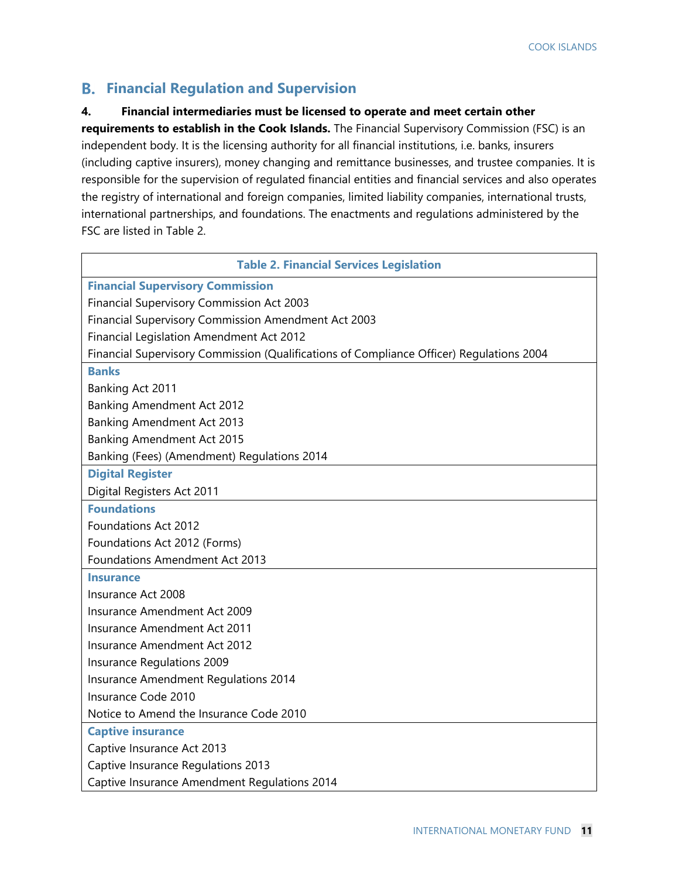## B. Financial Regulation and Supervision

**4. Financial intermediaries must be licensed to operate and meet certain other requirements to establish in the Cook Islands.** The Financial Supervisory Commission (FSC) is an independent body. It is the licensing authority for all financial institutions, i.e. banks, insurers (including captive insurers), money changing and remittance businesses, and trustee companies. It is responsible for the supervision of regulated financial entities and financial services and also operates the registry of international and foreign companies, limited liability companies, international trusts, international partnerships, and foundations. The enactments and regulations administered by the FSC are listed in Table 2.

| Table 2. Financial Services Legislation |
|---|
| **Financial Supervisory Commission** |
| Financial Supervisory Commission Act 2003 |
| Financial Supervisory Commission Amendment Act 2003 |
| Financial Legislation Amendment Act 2012 |
| Financial Supervisory Commission (Qualifications of Compliance Officer) Regulations 2004 |
| **Banks** |
| Banking Act 2011 |
| Banking Amendment Act 2012 |
| Banking Amendment Act 2013 |
| Banking Amendment Act 2015 |
| Banking (Fees) (Amendment) Regulations 2014 |
| **Digital Register** |
| Digital Registers Act 2011 |
| **Foundations** |
| Foundations Act 2012 |
| Foundations Act 2012 (Forms) |
| Foundations Amendment Act 2013 |
| **Insurance** |
| Insurance Act 2008 |
| Insurance Amendment Act 2009 |
| Insurance Amendment Act 2011 |
| Insurance Amendment Act 2012 |
| Insurance Regulations 2009 |
| Insurance Amendment Regulations 2014 |
| Insurance Code 2010 |
| Notice to Amend the Insurance Code 2010 |
| **Captive insurance** |
| Captive Insurance Act 2013 |
| Captive Insurance Regulations 2013 |
| Captive Insurance Amendment Regulations 2014 |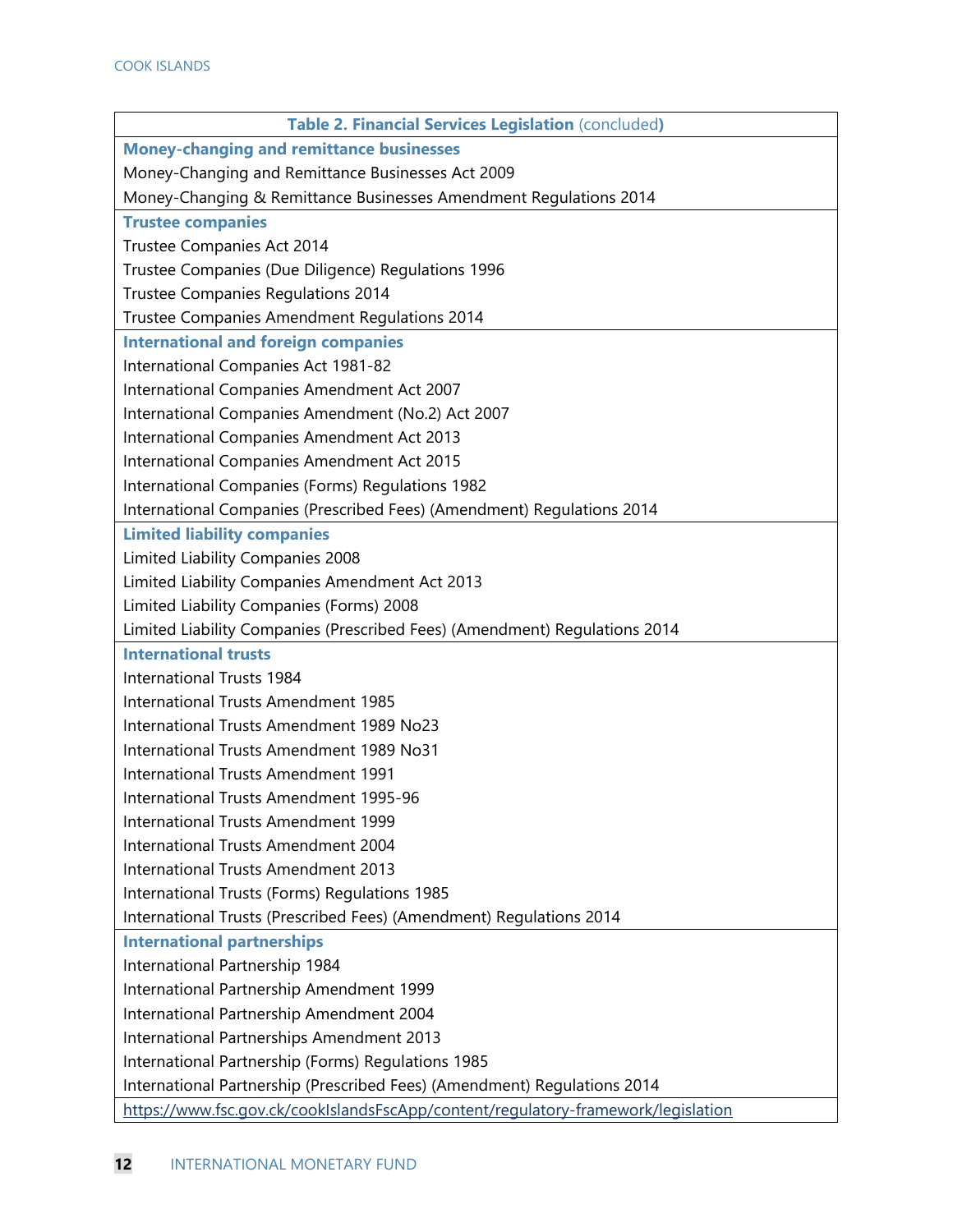| Table 2. Financial Services Legislation (concluded) |
|---|
| **Money-changing and remittance businesses** |
| Money-Changing and Remittance Businesses Act 2009 |
| Money-Changing & Remittance Businesses Amendment Regulations 2014 |
| **Trustee companies** |
| Trustee Companies Act 2014 |
| Trustee Companies (Due Diligence) Regulations 1996 |
| Trustee Companies Regulations 2014 |
| Trustee Companies Amendment Regulations 2014 |
| **International and foreign companies** |
| International Companies Act 1981-82 |
| International Companies Amendment Act 2007 |
| International Companies Amendment (No.2) Act 2007 |
| International Companies Amendment Act 2013 |
| International Companies Amendment Act 2015 |
| International Companies (Forms) Regulations 1982 |
| International Companies (Prescribed Fees) (Amendment) Regulations 2014 |
| **Limited liability companies** |
| Limited Liability Companies 2008 |
| Limited Liability Companies Amendment Act 2013 |
| Limited Liability Companies (Forms) 2008 |
| Limited Liability Companies (Prescribed Fees) (Amendment) Regulations 2014 |
| **International trusts** |
| International Trusts 1984 |
| International Trusts Amendment 1985 |
| International Trusts Amendment 1989 No23 |
| International Trusts Amendment 1989 No31 |
| International Trusts Amendment 1991 |
| International Trusts Amendment 1995-96 |
| International Trusts Amendment 1999 |
| International Trusts Amendment 2004 |
| International Trusts Amendment 2013 |
| International Trusts (Forms) Regulations 1985 |
| International Trusts (Prescribed Fees) (Amendment) Regulations 2014 |
| **International partnerships** |
| International Partnership 1984 |
| International Partnership Amendment 1999 |
| International Partnership Amendment 2004 |
| International Partnerships Amendment 2013 |
| International Partnership (Forms) Regulations 1985 |
| International Partnership (Prescribed Fees) (Amendment) Regulations 2014 |
| https://www.fsc.gov.ck/cookIslandsFscApp/content/regulatory-framework/legislation |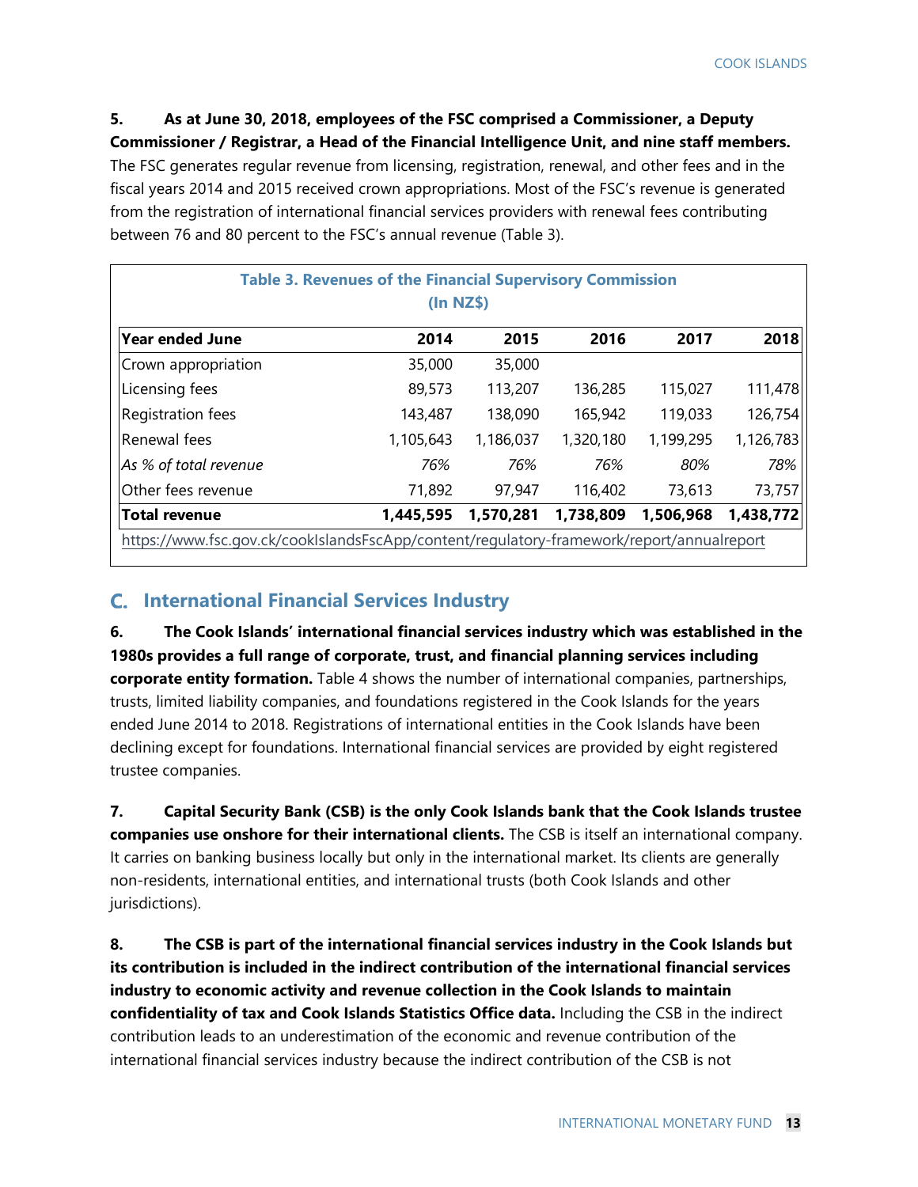**5. As at June 30, 2018, employees of the FSC comprised a Commissioner, a Deputy Commissioner / Registrar, a Head of the Financial Intelligence Unit, and nine staff members.** The FSC generates regular revenue from licensing, registration, renewal, and other fees and in the fiscal years 2014 and 2015 received crown appropriations. Most of the FSC's revenue is generated from the registration of international financial services providers with renewal fees contributing between 76 and 80 percent to the FSC's annual revenue (Table 3).

**Table 3. Revenues of the Financial Supervisory Commission (In NZ$)**

| Year ended June | 2014 | 2015 | 2016 | 2017 | 2018 |
|---|---|---|---|---|---|
| Crown appropriation | 35,000 | 35,000 | | | |
| Licensing fees | 89,573 | 113,207 | 136,285 | 115,027 | 111,478 |
| Registration fees | 143,487 | 138,090 | 165,942 | 119,033 | 126,754 |
| Renewal fees | 1,105,643 | 1,186,037 | 1,320,180 | 1,199,295 | 1,126,783 |
| *As % of total revenue* | *76%* | *76%* | *76%* | *80%* | *78%* |
| Other fees revenue | 71,892 | 97,947 | 116,402 | 73,613 | 73,757 |
| **Total revenue** | **1,445,595** | **1,570,281** | **1,738,809** | **1,506,968** | **1,438,772** |

https://www.fsc.gov.ck/cookIslandsFscApp/content/regulatory-framework/report/annualreport

## C. International Financial Services Industry

**6. The Cook Islands' international financial services industry which was established in the 1980s provides a full range of corporate, trust, and financial planning services including corporate entity formation.** Table 4 shows the number of international companies, partnerships, trusts, limited liability companies, and foundations registered in the Cook Islands for the years ended June 2014 to 2018. Registrations of international entities in the Cook Islands have been declining except for foundations. International financial services are provided by eight registered trustee companies.

**7. Capital Security Bank (CSB) is the only Cook Islands bank that the Cook Islands trustee companies use onshore for their international clients.** The CSB is itself an international company. It carries on banking business locally but only in the international market. Its clients are generally non-residents, international entities, and international trusts (both Cook Islands and other jurisdictions).

**8. The CSB is part of the international financial services industry in the Cook Islands but its contribution is included in the indirect contribution of the international financial services industry to economic activity and revenue collection in the Cook Islands to maintain confidentiality of tax and Cook Islands Statistics Office data.** Including the CSB in the indirect contribution leads to an underestimation of the economic and revenue contribution of the international financial services industry because the indirect contribution of the CSB is not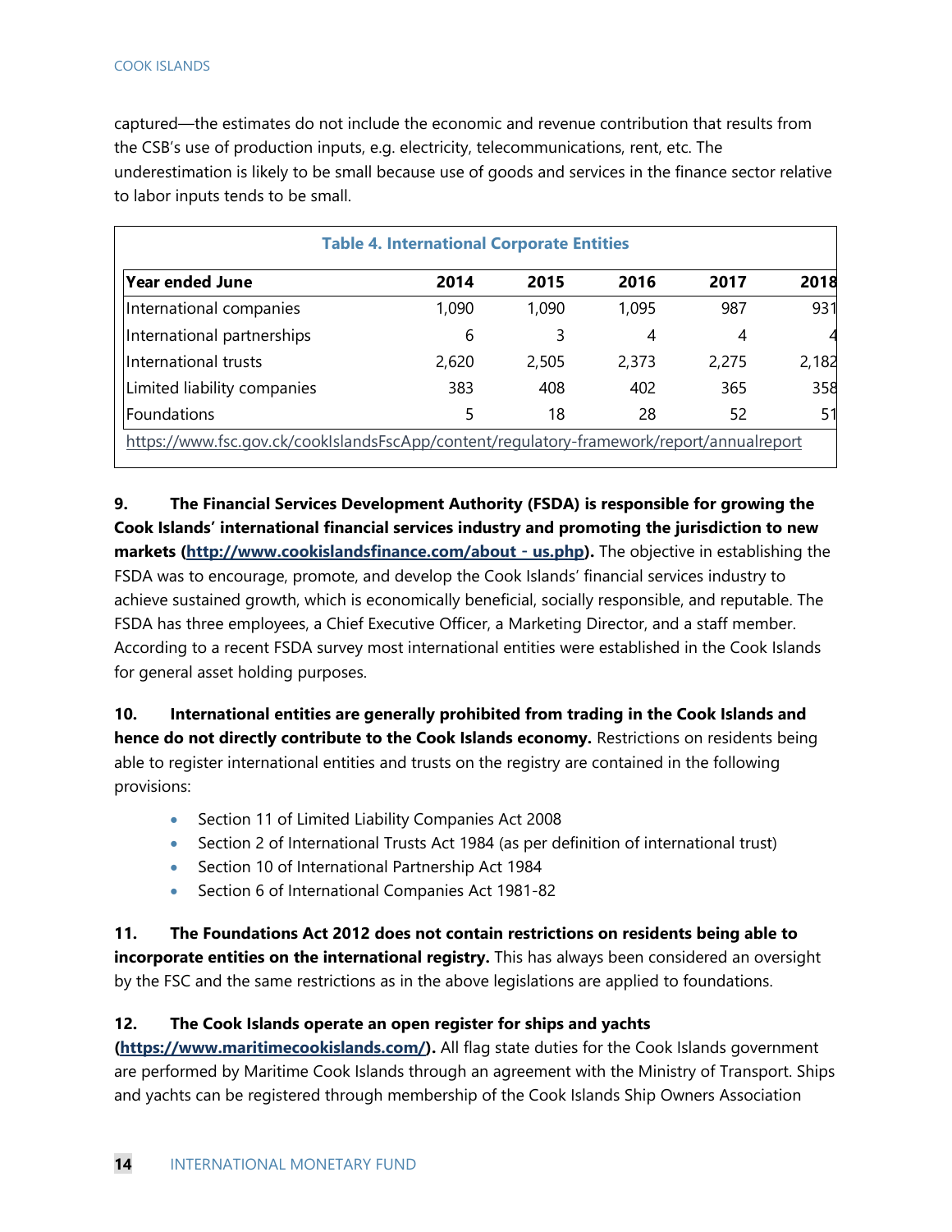captured—the estimates do not include the economic and revenue contribution that results from the CSB's use of production inputs, e.g. electricity, telecommunications, rent, etc. The underestimation is likely to be small because use of goods and services in the finance sector relative to labor inputs tends to be small.

**Table 4. International Corporate Entities**

| Year ended June | 2014 | 2015 | 2016 | 2017 | 2018 |
|---|---|---|---|---|---|
| International companies | 1,090 | 1,090 | 1,095 | 987 | 931 |
| International partnerships | 6 | 3 | 4 | 4 | 4 |
| International trusts | 2,620 | 2,505 | 2,373 | 2,275 | 2,182 |
| Limited liability companies | 383 | 408 | 402 | 365 | 358 |
| Foundations | 5 | 18 | 28 | 52 | 51 |

https://www.fsc.gov.ck/cookIslandsFscApp/content/regulatory-framework/report/annualreport

**9. The Financial Services Development Authority (FSDA) is responsible for growing the Cook Islands' international financial services industry and promoting the jurisdiction to new markets (http://www.cookislandsfinance.com/about - us.php).** The objective in establishing the FSDA was to encourage, promote, and develop the Cook Islands' financial services industry to achieve sustained growth, which is economically beneficial, socially responsible, and reputable. The FSDA has three employees, a Chief Executive Officer, a Marketing Director, and a staff member. According to a recent FSDA survey most international entities were established in the Cook Islands for general asset holding purposes.

**10. International entities are generally prohibited from trading in the Cook Islands and hence do not directly contribute to the Cook Islands economy.** Restrictions on residents being able to register international entities and trusts on the registry are contained in the following provisions:

- Section 11 of Limited Liability Companies Act 2008
- Section 2 of International Trusts Act 1984 (as per definition of international trust)
- Section 10 of International Partnership Act 1984
- Section 6 of International Companies Act 1981-82

**11. The Foundations Act 2012 does not contain restrictions on residents being able to incorporate entities on the international registry.** This has always been considered an oversight by the FSC and the same restrictions as in the above legislations are applied to foundations.

**12. The Cook Islands operate an open register for ships and yachts (https://www.maritimecookislands.com/).** All flag state duties for the Cook Islands government are performed by Maritime Cook Islands through an agreement with the Ministry of Transport. Ships and yachts can be registered through membership of the Cook Islands Ship Owners Association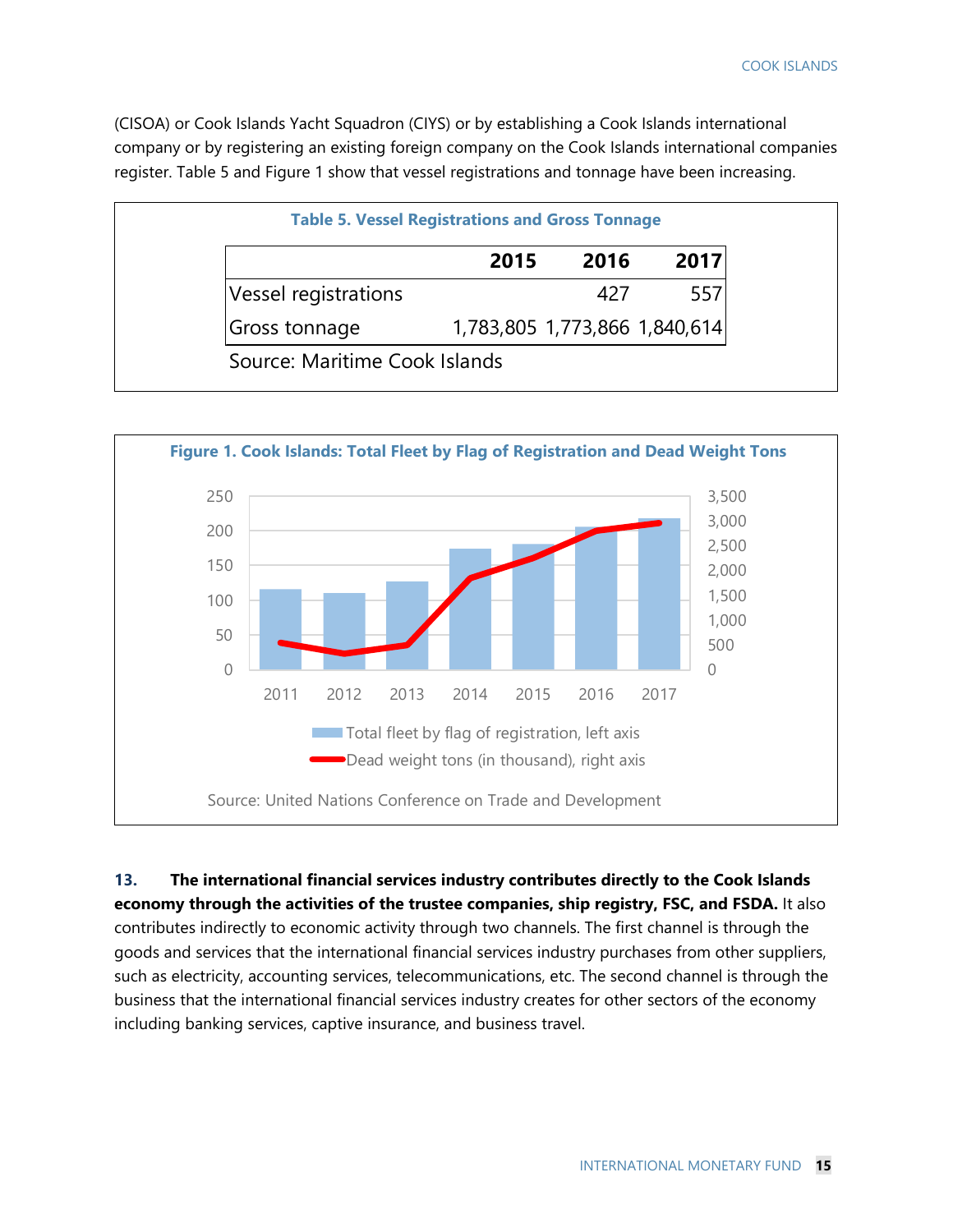(CISOA) or Cook Islands Yacht Squadron (CIYS) or by establishing a Cook Islands international company or by registering an existing foreign company on the Cook Islands international companies register. Table 5 and Figure 1 show that vessel registrations and tonnage have been increasing.

**Table 5. Vessel Registrations and Gross Tonnage**

| | 2015 | 2016 | 2017 |
|---|---|---|---|
| Vessel registrations | | 427 | 557 |
| Gross tonnage | 1,783,805 | 1,773,866 | 1,840,614 |

Source: Maritime Cook Islands

**Figure 1. Cook Islands: Total Fleet by Flag of Registration and Dead Weight Tons**

Source: United Nations Conference on Trade and Development

**13. The international financial services industry contributes directly to the Cook Islands economy through the activities of the trustee companies, ship registry, FSC, and FSDA.** It also contributes indirectly to economic activity through two channels. The first channel is through the goods and services that the international financial services industry purchases from other suppliers, such as electricity, accounting services, telecommunications, etc. The second channel is through the business that the international financial services industry creates for other sectors of the economy including banking services, captive insurance, and business travel.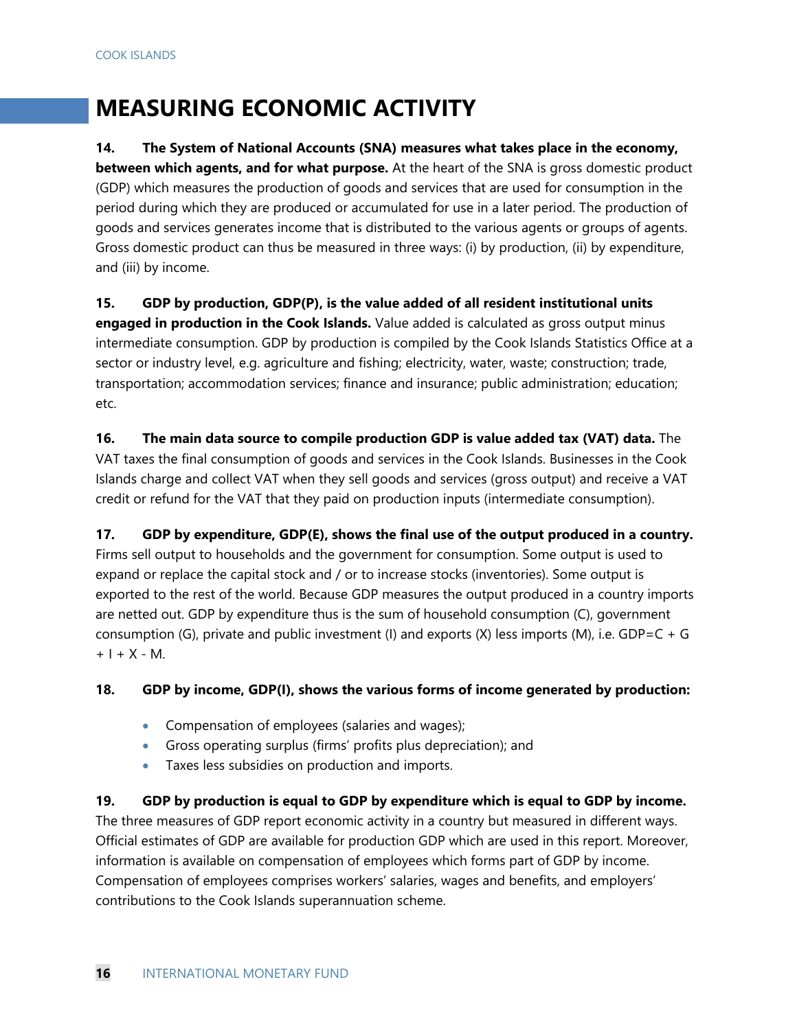# MEASURING ECONOMIC ACTIVITY

**14. The System of National Accounts (SNA) measures what takes place in the economy, between which agents, and for what purpose.** At the heart of the SNA is gross domestic product (GDP) which measures the production of goods and services that are used for consumption in the period during which they are produced or accumulated for use in a later period. The production of goods and services generates income that is distributed to the various agents or groups of agents. Gross domestic product can thus be measured in three ways: (i) by production, (ii) by expenditure, and (iii) by income.

**15. GDP by production, GDP(P), is the value added of all resident institutional units engaged in production in the Cook Islands.** Value added is calculated as gross output minus intermediate consumption. GDP by production is compiled by the Cook Islands Statistics Office at a sector or industry level, e.g. agriculture and fishing; electricity, water, waste; construction; trade, transportation; accommodation services; finance and insurance; public administration; education; etc.

**16. The main data source to compile production GDP is value added tax (VAT) data.** The VAT taxes the final consumption of goods and services in the Cook Islands. Businesses in the Cook Islands charge and collect VAT when they sell goods and services (gross output) and receive a VAT credit or refund for the VAT that they paid on production inputs (intermediate consumption).

**17. GDP by expenditure, GDP(E), shows the final use of the output produced in a country.** Firms sell output to households and the government for consumption. Some output is used to expand or replace the capital stock and / or to increase stocks (inventories). Some output is exported to the rest of the world. Because GDP measures the output produced in a country imports are netted out. GDP by expenditure thus is the sum of household consumption (C), government consumption (G), private and public investment (I) and exports (X) less imports (M), i.e. $GDP=C + G + I + X - M$.

**18. GDP by income, GDP(I), shows the various forms of income generated by production:**

- Compensation of employees (salaries and wages);
- Gross operating surplus (firms' profits plus depreciation); and
- Taxes less subsidies on production and imports.

**19. GDP by production is equal to GDP by expenditure which is equal to GDP by income.** The three measures of GDP report economic activity in a country but measured in different ways. Official estimates of GDP are available for production GDP which are used in this report. Moreover, information is available on compensation of employees which forms part of GDP by income. Compensation of employees comprises workers' salaries, wages and benefits, and employers' contributions to the Cook Islands superannuation scheme.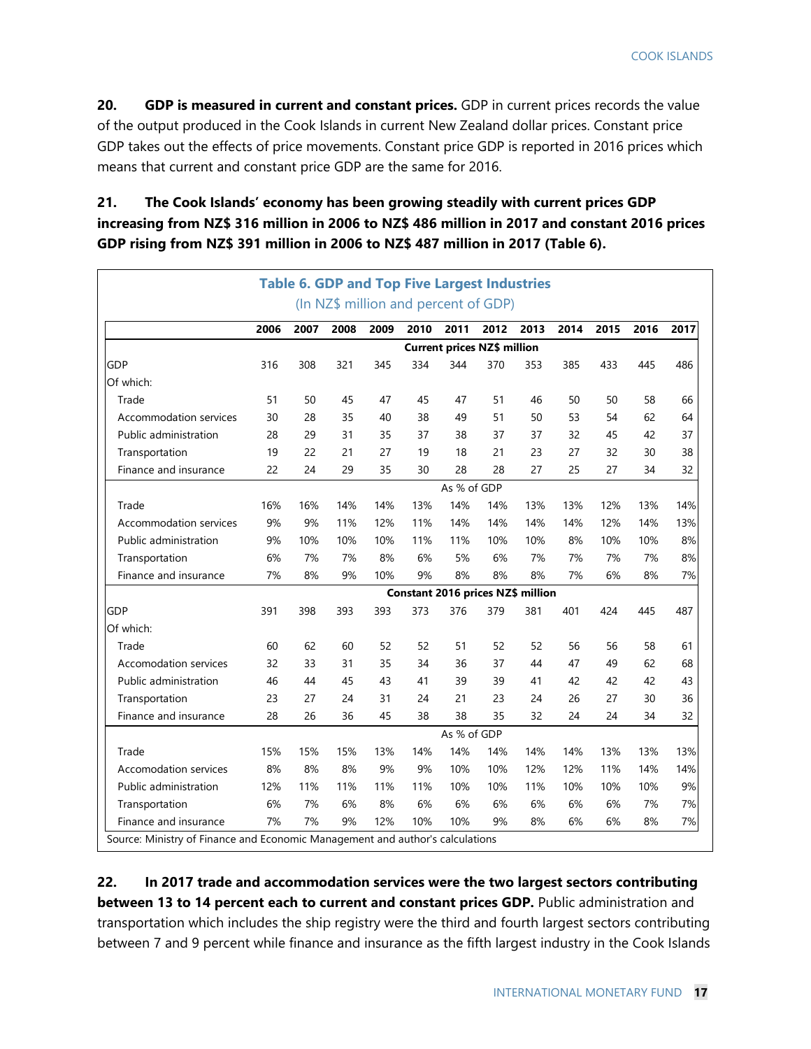**20. GDP is measured in current and constant prices.** GDP in current prices records the value of the output produced in the Cook Islands in current New Zealand dollar prices. Constant price GDP takes out the effects of price movements. Constant price GDP is reported in 2016 prices which means that current and constant price GDP are the same for 2016.

**21. The Cook Islands' economy has been growing steadily with current prices GDP increasing from NZ$ 316 million in 2006 to NZ$ 486 million in 2017 and constant 2016 prices GDP rising from NZ$ 391 million in 2006 to NZ$ 487 million in 2017 (Table 6).**

**Table 6. GDP and Top Five Largest Industries**
(In NZ$ million and percent of GDP)

| | 2006 | 2007 | 2008 | 2009 | 2010 | 2011 | 2012 | 2013 | 2014 | 2015 | 2016 | 2017 |
|---|---|---|---|---|---|---|---|---|---|---|---|---|
| **Current prices NZ$ million** | | | | | | | | | | | | |
| GDP | 316 | 308 | 321 | 345 | 334 | 344 | 370 | 353 | 385 | 433 | 445 | 486 |
| Of which: | | | | | | | | | | | | |
| Trade | 51 | 50 | 45 | 47 | 45 | 47 | 51 | 46 | 50 | 50 | 58 | 66 |
| Accommodation services | 30 | 28 | 35 | 40 | 38 | 49 | 51 | 50 | 53 | 54 | 62 | 64 |
| Public administration | 28 | 29 | 31 | 35 | 37 | 38 | 37 | 37 | 32 | 45 | 42 | 37 |
| Transportation | 19 | 22 | 21 | 27 | 19 | 18 | 21 | 23 | 27 | 32 | 30 | 38 |
| Finance and insurance | 22 | 24 | 29 | 35 | 30 | 28 | 28 | 27 | 25 | 27 | 34 | 32 |
| As % of GDP | | | | | | | | | | | | |
| Trade | 16% | 16% | 14% | 14% | 13% | 14% | 14% | 13% | 13% | 12% | 13% | 14% |
| Accommodation services | 9% | 9% | 11% | 12% | 11% | 14% | 14% | 14% | 14% | 12% | 14% | 13% |
| Public administration | 9% | 10% | 10% | 10% | 11% | 11% | 10% | 10% | 8% | 10% | 10% | 8% |
| Transportation | 6% | 7% | 7% | 8% | 6% | 5% | 6% | 7% | 7% | 7% | 7% | 8% |
| Finance and insurance | 7% | 8% | 9% | 10% | 9% | 8% | 8% | 8% | 7% | 6% | 8% | 7% |
| **Constant 2016 prices NZ$ million** | | | | | | | | | | | | |
| GDP | 391 | 398 | 393 | 393 | 373 | 376 | 379 | 381 | 401 | 424 | 445 | 487 |
| Of which: | | | | | | | | | | | | |
| Trade | 60 | 62 | 60 | 52 | 52 | 51 | 52 | 52 | 56 | 56 | 58 | 61 |
| Accomodation services | 32 | 33 | 31 | 35 | 34 | 36 | 37 | 44 | 47 | 49 | 62 | 68 |
| Public administration | 46 | 44 | 45 | 43 | 41 | 39 | 39 | 41 | 42 | 42 | 42 | 43 |
| Transportation | 23 | 27 | 24 | 31 | 24 | 21 | 23 | 24 | 26 | 27 | 30 | 36 |
| Finance and insurance | 28 | 26 | 36 | 45 | 38 | 38 | 35 | 32 | 24 | 24 | 34 | 32 |
| As % of GDP | | | | | | | | | | | | |
| Trade | 15% | 15% | 15% | 13% | 14% | 14% | 14% | 14% | 14% | 13% | 13% | 13% |
| Accomodation services | 8% | 8% | 8% | 9% | 9% | 10% | 10% | 12% | 12% | 11% | 14% | 14% |
| Public administration | 12% | 11% | 11% | 11% | 11% | 10% | 10% | 11% | 10% | 10% | 10% | 9% |
| Transportation | 6% | 7% | 6% | 8% | 6% | 6% | 6% | 6% | 6% | 6% | 7% | 7% |
| Finance and insurance | 7% | 7% | 9% | 12% | 10% | 10% | 9% | 8% | 6% | 6% | 8% | 7% |

Source: Ministry of Finance and Economic Management and author's calculations

**22. In 2017 trade and accommodation services were the two largest sectors contributing between 13 to 14 percent each to current and constant prices GDP.** Public administration and transportation which includes the ship registry were the third and fourth largest sectors contributing between 7 and 9 percent while finance and insurance as the fifth largest industry in the Cook Islands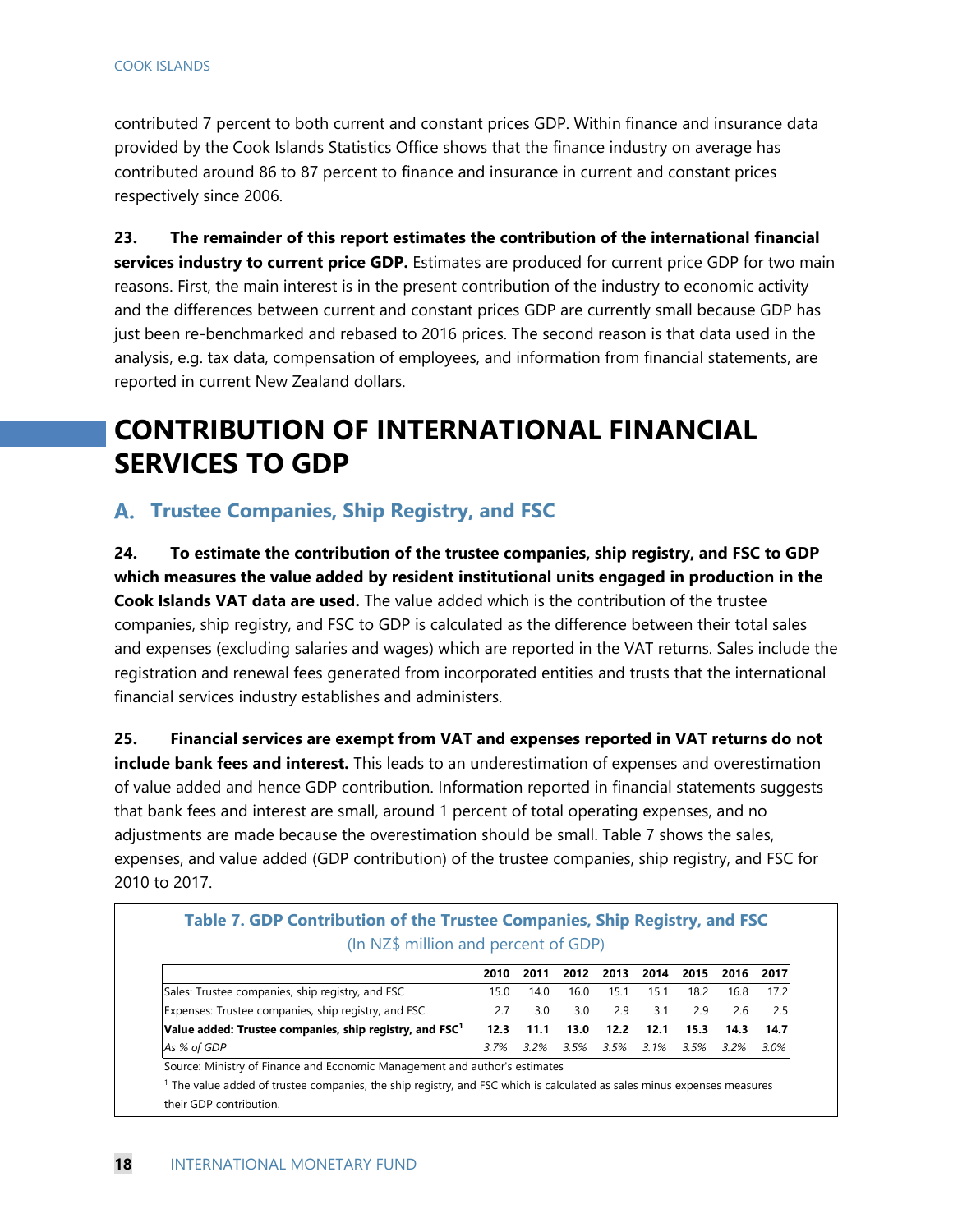contributed 7 percent to both current and constant prices GDP. Within finance and insurance data provided by the Cook Islands Statistics Office shows that the finance industry on average has contributed around 86 to 87 percent to finance and insurance in current and constant prices respectively since 2006.

**23. The remainder of this report estimates the contribution of the international financial services industry to current price GDP.** Estimates are produced for current price GDP for two main reasons. First, the main interest is in the present contribution of the industry to economic activity and the differences between current and constant prices GDP are currently small because GDP has just been re-benchmarked and rebased to 2016 prices. The second reason is that data used in the analysis, e.g. tax data, compensation of employees, and information from financial statements, are reported in current New Zealand dollars.

# CONTRIBUTION OF INTERNATIONAL FINANCIAL SERVICES TO GDP

## A. Trustee Companies, Ship Registry, and FSC

**24. To estimate the contribution of the trustee companies, ship registry, and FSC to GDP which measures the value added by resident institutional units engaged in production in the Cook Islands VAT data are used.** The value added which is the contribution of the trustee companies, ship registry, and FSC to GDP is calculated as the difference between their total sales and expenses (excluding salaries and wages) which are reported in the VAT returns. Sales include the registration and renewal fees generated from incorporated entities and trusts that the international financial services industry establishes and administers.

**25. Financial services are exempt from VAT and expenses reported in VAT returns do not include bank fees and interest.** This leads to an underestimation of expenses and overestimation of value added and hence GDP contribution. Information reported in financial statements suggests that bank fees and interest are small, around 1 percent of total operating expenses, and no adjustments are made because the overestimation should be small. Table 7 shows the sales, expenses, and value added (GDP contribution) of the trustee companies, ship registry, and FSC for 2010 to 2017.

**Table 7. GDP Contribution of the Trustee Companies, Ship Registry, and FSC**
(In NZ$ million and percent of GDP)

| | 2010 | 2011 | 2012 | 2013 | 2014 | 2015 | 2016 | 2017 |
|---|---|---|---|---|---|---|---|---|
| Sales: Trustee companies, ship registry, and FSC | 15.0 | 14.0 | 16.0 | 15.1 | 15.1 | 18.2 | 16.8 | 17.2 |
| Expenses: Trustee companies, ship registry, and FSC | 2.7 | 3.0 | 3.0 | 2.9 | 3.1 | 2.9 | 2.6 | 2.5 |
| **Value added: Trustee companies, ship registry, and FSC[1]** | **12.3** | **11.1** | **13.0** | **12.2** | **12.1** | **15.3** | **14.3** | **14.7** |
| *As % of GDP* | *3.7%* | *3.2%* | *3.5%* | *3.5%* | *3.1%* | *3.5%* | *3.2%* | *3.0%* |

Source: Ministry of Finance and Economic Management and author's estimates

[1] The value added of trustee companies, the ship registry, and FSC which is calculated as sales minus expenses measures their GDP contribution.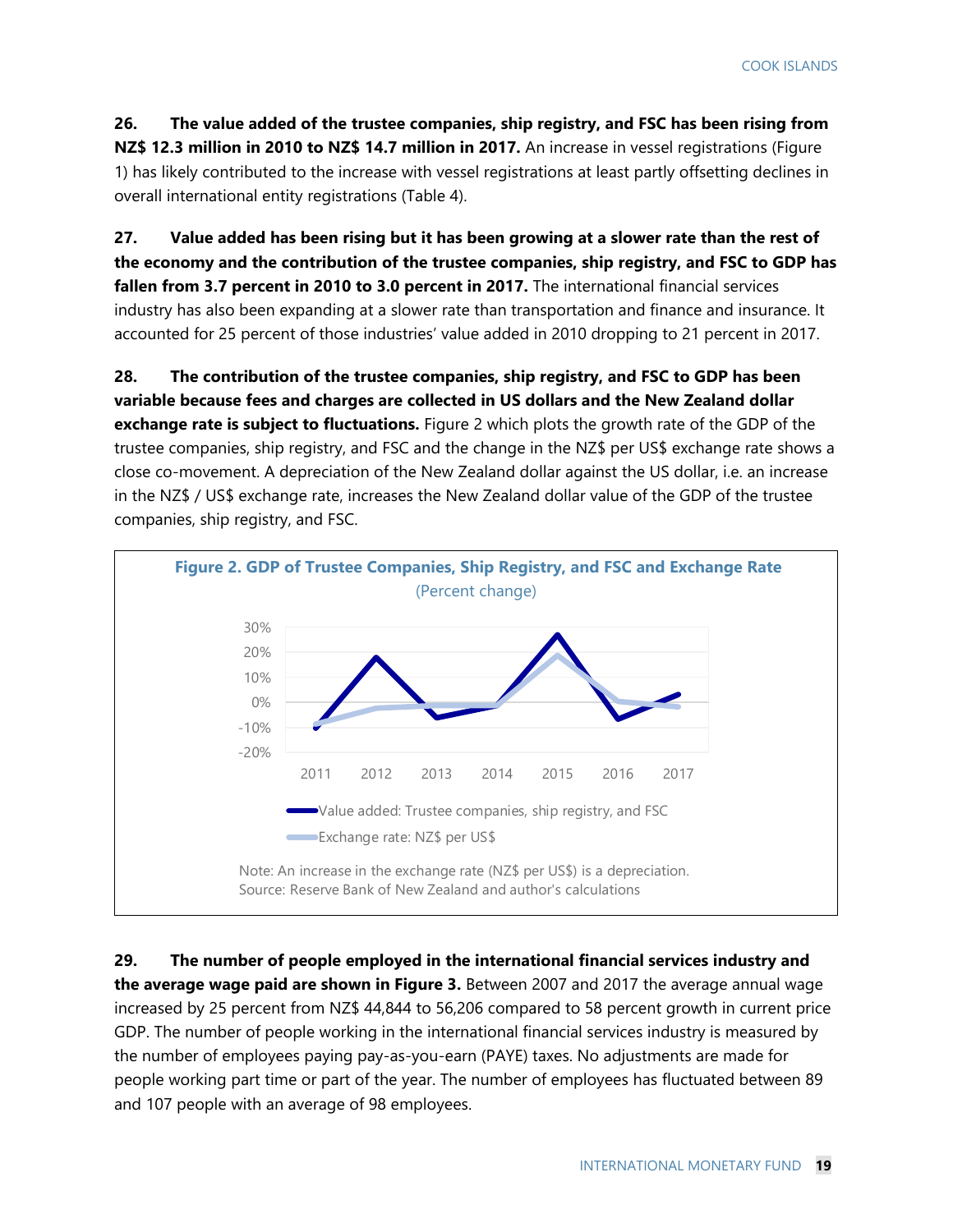**26. The value added of the trustee companies, ship registry, and FSC has been rising from NZ$ 12.3 million in 2010 to NZ$ 14.7 million in 2017.** An increase in vessel registrations (Figure 1) has likely contributed to the increase with vessel registrations at least partly offsetting declines in overall international entity registrations (Table 4).

**27. Value added has been rising but it has been growing at a slower rate than the rest of the economy and the contribution of the trustee companies, ship registry, and FSC to GDP has fallen from 3.7 percent in 2010 to 3.0 percent in 2017.** The international financial services industry has also been expanding at a slower rate than transportation and finance and insurance. It accounted for 25 percent of those industries' value added in 2010 dropping to 21 percent in 2017.

**28. The contribution of the trustee companies, ship registry, and FSC to GDP has been variable because fees and charges are collected in US dollars and the New Zealand dollar exchange rate is subject to fluctuations.** Figure 2 which plots the growth rate of the GDP of the trustee companies, ship registry, and FSC and the change in the NZ$ per US$ exchange rate shows a close co-movement. A depreciation of the New Zealand dollar against the US dollar, i.e. an increase in the NZ$ / US$ exchange rate, increases the New Zealand dollar value of the GDP of the trustee companies, ship registry, and FSC.

**Figure 2. GDP of Trustee Companies, Ship Registry, and FSC and Exchange Rate**
(Percent change)

Legend: Value added: Trustee companies, ship registry, and FSC; Exchange rate: NZ$ per US$

Note: An increase in the exchange rate (NZ$ per US$) is a depreciation.
Source: Reserve Bank of New Zealand and author's calculations

**29. The number of people employed in the international financial services industry and the average wage paid are shown in Figure 3.** Between 2007 and 2017 the average annual wage increased by 25 percent from NZ$ 44,844 to 56,206 compared to 58 percent growth in current price GDP. The number of people working in the international financial services industry is measured by the number of employees paying pay-as-you-earn (PAYE) taxes. No adjustments are made for people working part time or part of the year. The number of employees has fluctuated between 89 and 107 people with an average of 98 employees.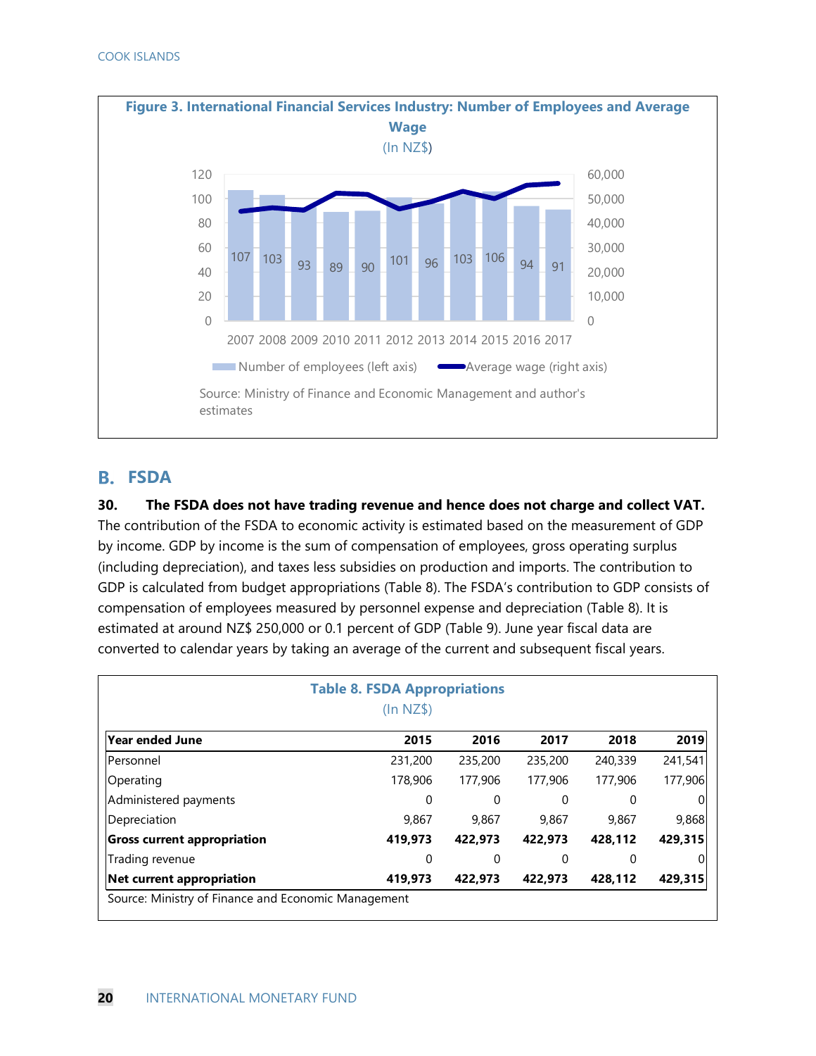**Figure 3. International Financial Services Industry: Number of Employees and Average Wage**
(In NZ$)

| Year | 2007 | 2008 | 2009 | 2010 | 2011 | 2012 | 2013 | 2014 | 2015 | 2016 | 2017 |
|---|---|---|---|---|---|---|---|---|---|---|---|
| Number of employees (left axis) | 107 | 103 | 93 | 89 | 90 | 101 | 96 | 103 | 106 | 94 | 91 |

Number of employees (left axis) — Average wage (right axis)

Source: Ministry of Finance and Economic Management and author's estimates

## B. FSDA

**30. The FSDA does not have trading revenue and hence does not charge and collect VAT.** The contribution of the FSDA to economic activity is estimated based on the measurement of GDP by income. GDP by income is the sum of compensation of employees, gross operating surplus (including depreciation), and taxes less subsidies on production and imports. The contribution to GDP is calculated from budget appropriations (Table 8). The FSDA's contribution to GDP consists of compensation of employees measured by personnel expense and depreciation (Table 8). It is estimated at around NZ$ 250,000 or 0.1 percent of GDP (Table 9). June year fiscal data are converted to calendar years by taking an average of the current and subsequent fiscal years.

**Table 8. FSDA Appropriations**
(In NZ$)

| Year ended June | 2015 | 2016 | 2017 | 2018 | 2019 |
|---|---|---|---|---|---|
| Personnel | 231,200 | 235,200 | 235,200 | 240,339 | 241,541 |
| Operating | 178,906 | 177,906 | 177,906 | 177,906 | 177,906 |
| Administered payments | 0 | 0 | 0 | 0 | 0 |
| Depreciation | 9,867 | 9,867 | 9,867 | 9,867 | 9,868 |
| **Gross current appropriation** | **419,973** | **422,973** | **422,973** | **428,112** | **429,315** |
| Trading revenue | 0 | 0 | 0 | 0 | 0 |
| **Net current appropriation** | **419,973** | **422,973** | **422,973** | **428,112** | **429,315** |

Source: Ministry of Finance and Economic Management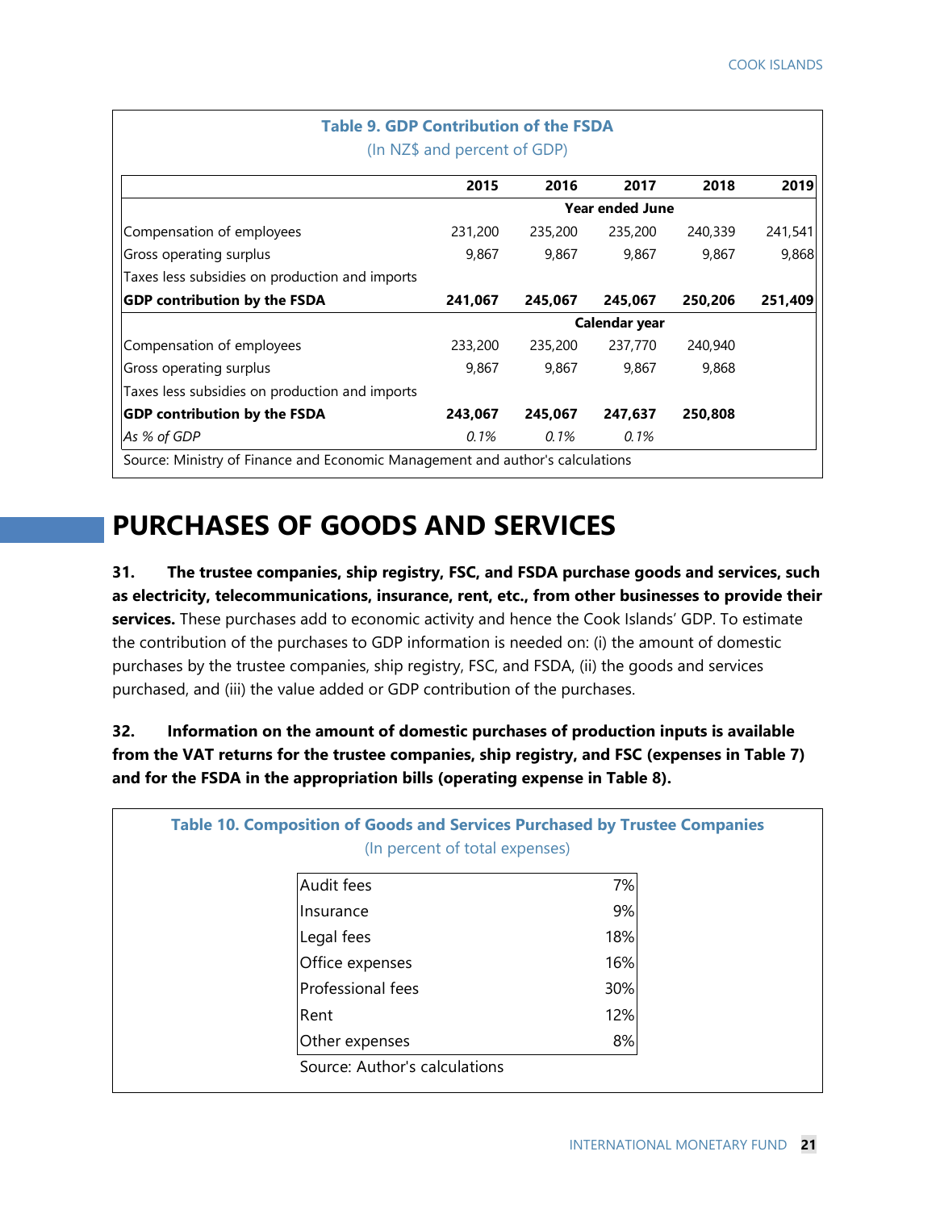**Table 9. GDP Contribution of the FSDA**
(In NZ$ and percent of GDP)

| | 2015 | 2016 | 2017 | 2018 | 2019 |
|---|---|---|---|---|---|
| | | | Year ended June | | |
| Compensation of employees | 231,200 | 235,200 | 235,200 | 240,339 | 241,541 |
| Gross operating surplus | 9,867 | 9,867 | 9,867 | 9,867 | 9,868 |
| Taxes less subsidies on production and imports | | | | | |
| **GDP contribution by the FSDA** | **241,067** | **245,067** | **245,067** | **250,206** | **251,409** |
| | | | Calendar year | | |
| Compensation of employees | 233,200 | 235,200 | 237,770 | 240,940 | |
| Gross operating surplus | 9,867 | 9,867 | 9,867 | 9,868 | |
| Taxes less subsidies on production and imports | | | | | |
| **GDP contribution by the FSDA** | **243,067** | **245,067** | **247,637** | **250,808** | |
| *As % of GDP* | *0.1%* | *0.1%* | *0.1%* | | |

Source: Ministry of Finance and Economic Management and author's calculations

# PURCHASES OF GOODS AND SERVICES

31. **The trustee companies, ship registry, FSC, and FSDA purchase goods and services, such as electricity, telecommunications, insurance, rent, etc., from other businesses to provide their services.** These purchases add to economic activity and hence the Cook Islands' GDP. To estimate the contribution of the purchases to GDP information is needed on: (i) the amount of domestic purchases by the trustee companies, ship registry, FSC, and FSDA, (ii) the goods and services purchased, and (iii) the value added or GDP contribution of the purchases.

32. **Information on the amount of domestic purchases of production inputs is available from the VAT returns for the trustee companies, ship registry, and FSC (expenses in Table 7) and for the FSDA in the appropriation bills (operating expense in Table 8).**

**Table 10. Composition of Goods and Services Purchased by Trustee Companies**
(In percent of total expenses)

| | |
|---|---|
| Audit fees | 7% |
| Insurance | 9% |
| Legal fees | 18% |
| Office expenses | 16% |
| Professional fees | 30% |
| Rent | 12% |
| Other expenses | 8% |

Source: Author's calculations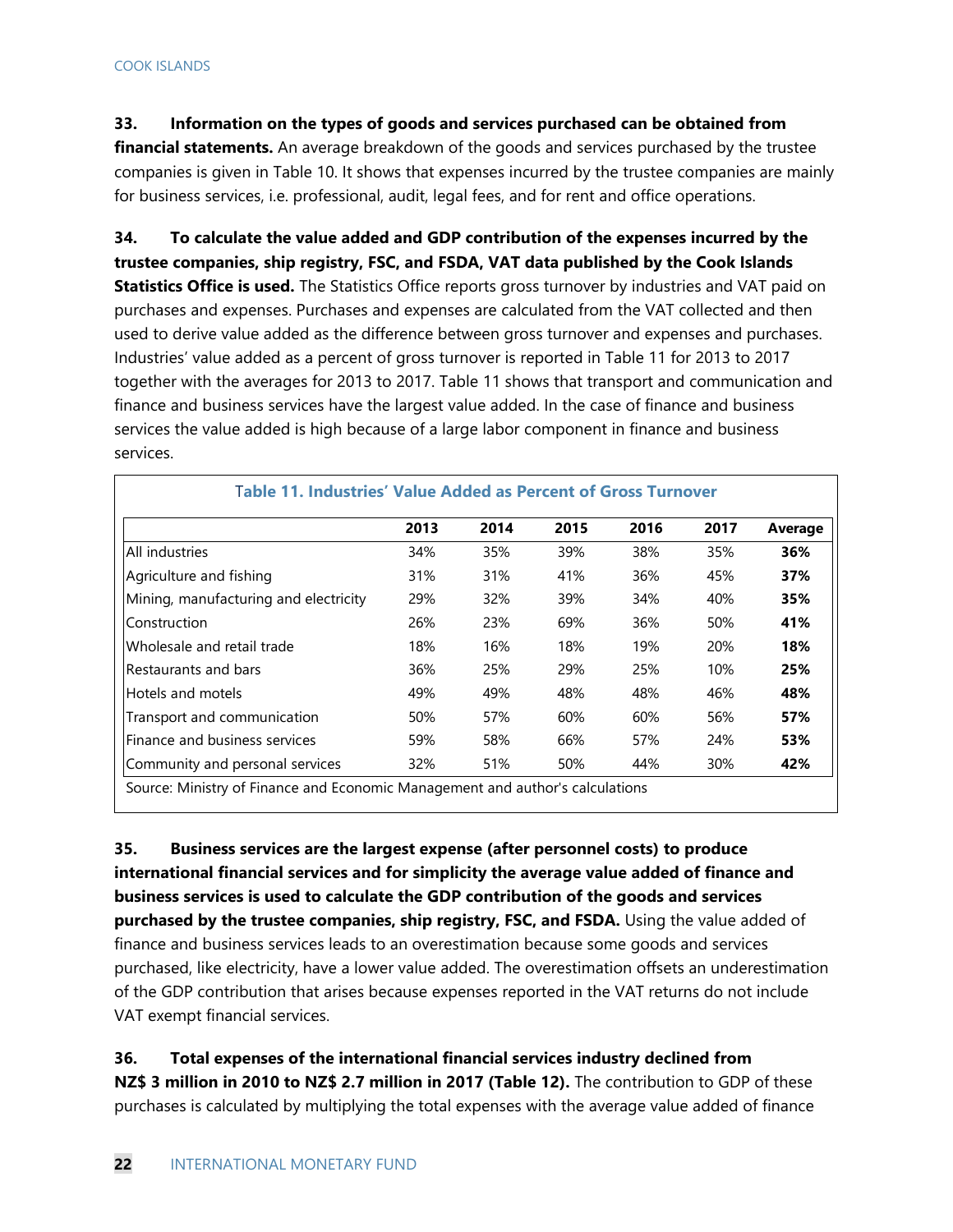**33. Information on the types of goods and services purchased can be obtained from financial statements.** An average breakdown of the goods and services purchased by the trustee companies is given in Table 10. It shows that expenses incurred by the trustee companies are mainly for business services, i.e. professional, audit, legal fees, and for rent and office operations.

**34. To calculate the value added and GDP contribution of the expenses incurred by the trustee companies, ship registry, FSC, and FSDA, VAT data published by the Cook Islands Statistics Office is used.** The Statistics Office reports gross turnover by industries and VAT paid on purchases and expenses. Purchases and expenses are calculated from the VAT collected and then used to derive value added as the difference between gross turnover and expenses and purchases. Industries' value added as a percent of gross turnover is reported in Table 11 for 2013 to 2017 together with the averages for 2013 to 2017. Table 11 shows that transport and communication and finance and business services have the largest value added. In the case of finance and business services the value added is high because of a large labor component in finance and business services.

**Table 11. Industries' Value Added as Percent of Gross Turnover**

| | 2013 | 2014 | 2015 | 2016 | 2017 | Average |
|---|---|---|---|---|---|---|
| All industries | 34% | 35% | 39% | 38% | 35% | **36%** |
| Agriculture and fishing | 31% | 31% | 41% | 36% | 45% | **37%** |
| Mining, manufacturing and electricity | 29% | 32% | 39% | 34% | 40% | **35%** |
| Construction | 26% | 23% | 69% | 36% | 50% | **41%** |
| Wholesale and retail trade | 18% | 16% | 18% | 19% | 20% | **18%** |
| Restaurants and bars | 36% | 25% | 29% | 25% | 10% | **25%** |
| Hotels and motels | 49% | 49% | 48% | 48% | 46% | **48%** |
| Transport and communication | 50% | 57% | 60% | 60% | 56% | **57%** |
| Finance and business services | 59% | 58% | 66% | 57% | 24% | **53%** |
| Community and personal services | 32% | 51% | 50% | 44% | 30% | **42%** |

Source: Ministry of Finance and Economic Management and author's calculations

**35. Business services are the largest expense (after personnel costs) to produce international financial services and for simplicity the average value added of finance and business services is used to calculate the GDP contribution of the goods and services purchased by the trustee companies, ship registry, FSC, and FSDA.** Using the value added of finance and business services leads to an overestimation because some goods and services purchased, like electricity, have a lower value added. The overestimation offsets an underestimation of the GDP contribution that arises because expenses reported in the VAT returns do not include VAT exempt financial services.

**36. Total expenses of the international financial services industry declined from NZ$ 3 million in 2010 to NZ$ 2.7 million in 2017 (Table 12).** The contribution to GDP of these purchases is calculated by multiplying the total expenses with the average value added of finance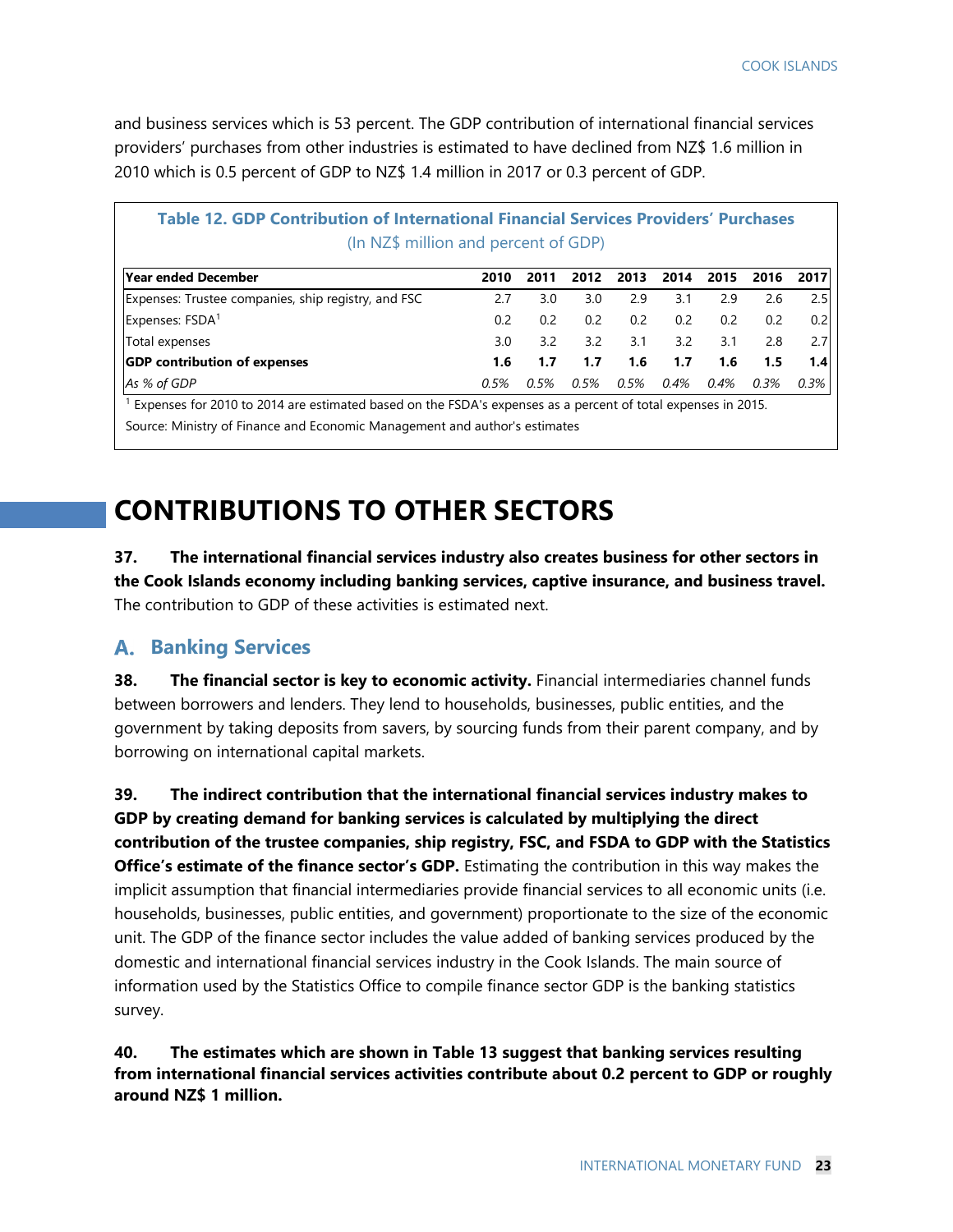and business services which is 53 percent. The GDP contribution of international financial services providers' purchases from other industries is estimated to have declined from NZ$ 1.6 million in 2010 which is 0.5 percent of GDP to NZ$ 1.4 million in 2017 or 0.3 percent of GDP.

**Table 12. GDP Contribution of International Financial Services Providers' Purchases**
(In NZ$ million and percent of GDP)

| Year ended December | 2010 | 2011 | 2012 | 2013 | 2014 | 2015 | 2016 | 2017 |
|---|---|---|---|---|---|---|---|---|
| Expenses: Trustee companies, ship registry, and FSC | 2.7 | 3.0 | 3.0 | 2.9 | 3.1 | 2.9 | 2.6 | 2.5 |
| Expenses: FSDA[1] | 0.2 | 0.2 | 0.2 | 0.2 | 0.2 | 0.2 | 0.2 | 0.2 |
| Total expenses | 3.0 | 3.2 | 3.2 | 3.1 | 3.2 | 3.1 | 2.8 | 2.7 |
| **GDP contribution of expenses** | **1.6** | **1.7** | **1.7** | **1.6** | **1.7** | **1.6** | **1.5** | **1.4** |
| *As % of GDP* | *0.5%* | *0.5%* | *0.5%* | *0.5%* | *0.4%* | *0.4%* | *0.3%* | *0.3%* |

[1] Expenses for 2010 to 2014 are estimated based on the FSDA's expenses as a percent of total expenses in 2015.

Source: Ministry of Finance and Economic Management and author's estimates

# CONTRIBUTIONS TO OTHER SECTORS

**37. The international financial services industry also creates business for other sectors in the Cook Islands economy including banking services, captive insurance, and business travel.** The contribution to GDP of these activities is estimated next.

## A. Banking Services

**38. The financial sector is key to economic activity.** Financial intermediaries channel funds between borrowers and lenders. They lend to households, businesses, public entities, and the government by taking deposits from savers, by sourcing funds from their parent company, and by borrowing on international capital markets.

**39. The indirect contribution that the international financial services industry makes to GDP by creating demand for banking services is calculated by multiplying the direct contribution of the trustee companies, ship registry, FSC, and FSDA to GDP with the Statistics Office's estimate of the finance sector's GDP.** Estimating the contribution in this way makes the implicit assumption that financial intermediaries provide financial services to all economic units (i.e. households, businesses, public entities, and government) proportionate to the size of the economic unit. The GDP of the finance sector includes the value added of banking services produced by the domestic and international financial services industry in the Cook Islands. The main source of information used by the Statistics Office to compile finance sector GDP is the banking statistics survey.

**40. The estimates which are shown in Table 13 suggest that banking services resulting from international financial services activities contribute about 0.2 percent to GDP or roughly around NZ$ 1 million.**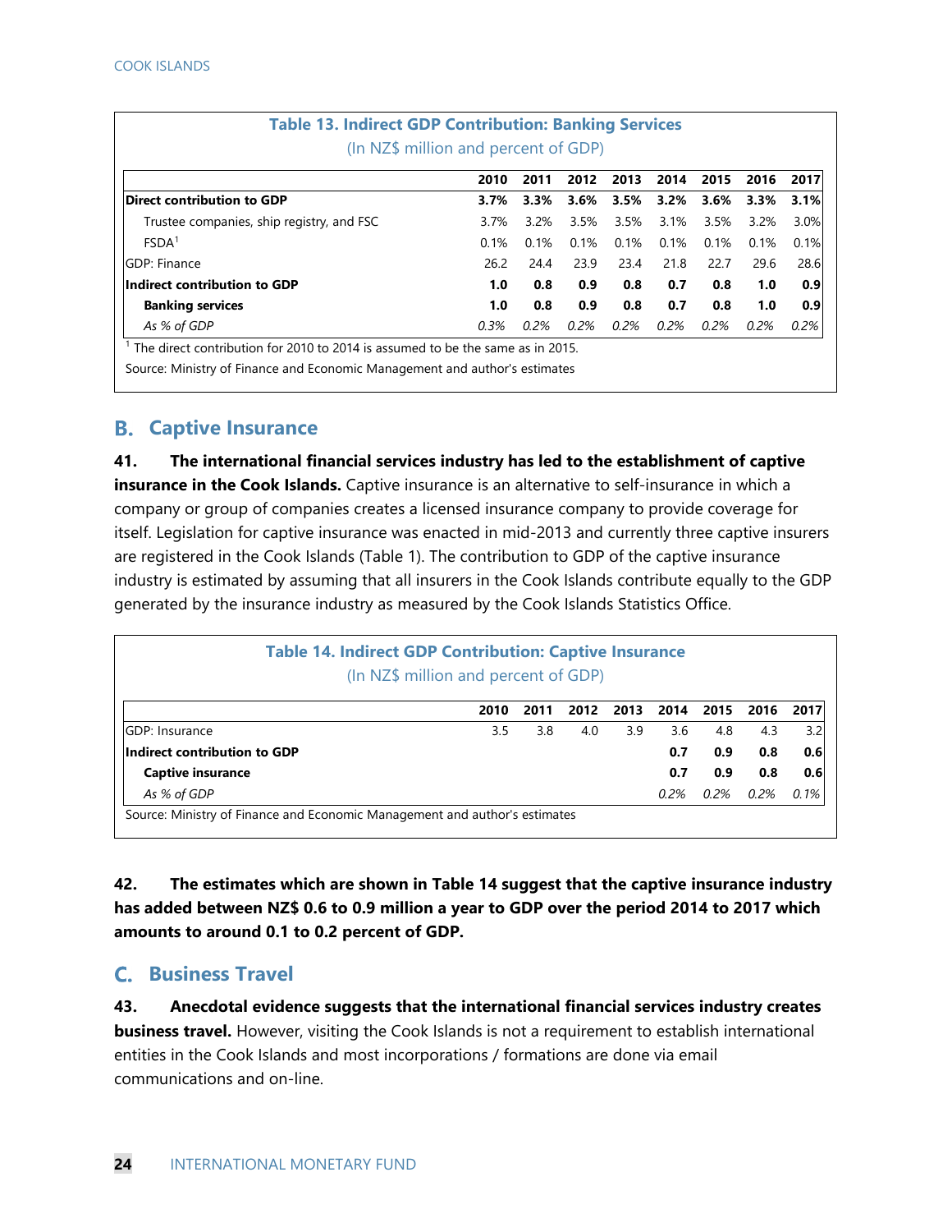**Table 13. Indirect GDP Contribution: Banking Services**
(In NZ$ million and percent of GDP)

| | 2010 | 2011 | 2012 | 2013 | 2014 | 2015 | 2016 | 2017 |
|---|---|---|---|---|---|---|---|---|
| **Direct contribution to GDP** | **3.7%** | **3.3%** | **3.6%** | **3.5%** | **3.2%** | **3.6%** | **3.3%** | **3.1%** |
| Trustee companies, ship registry, and FSC | 3.7% | 3.2% | 3.5% | 3.5% | 3.1% | 3.5% | 3.2% | 3.0% |
| FSDA[1] | 0.1% | 0.1% | 0.1% | 0.1% | 0.1% | 0.1% | 0.1% | 0.1% |
| GDP: Finance | 26.2 | 24.4 | 23.9 | 23.4 | 21.8 | 22.7 | 29.6 | 28.6 |
| **Indirect contribution to GDP** | **1.0** | **0.8** | **0.9** | **0.8** | **0.7** | **0.8** | **1.0** | **0.9** |
| **Banking services** | **1.0** | **0.8** | **0.9** | **0.8** | **0.7** | **0.8** | **1.0** | **0.9** |
| *As % of GDP* | *0.3%* | *0.2%* | *0.2%* | *0.2%* | *0.2%* | *0.2%* | *0.2%* | *0.2%* |

[1] The direct contribution for 2010 to 2014 is assumed to be the same as in 2015.

Source: Ministry of Finance and Economic Management and author's estimates

## B. Captive Insurance

**41. The international financial services industry has led to the establishment of captive insurance in the Cook Islands.** Captive insurance is an alternative to self-insurance in which a company or group of companies creates a licensed insurance company to provide coverage for itself. Legislation for captive insurance was enacted in mid-2013 and currently three captive insurers are registered in the Cook Islands (Table 1). The contribution to GDP of the captive insurance industry is estimated by assuming that all insurers in the Cook Islands contribute equally to the GDP generated by the insurance industry as measured by the Cook Islands Statistics Office.

**Table 14. Indirect GDP Contribution: Captive Insurance**
(In NZ$ million and percent of GDP)

| | 2010 | 2011 | 2012 | 2013 | 2014 | 2015 | 2016 | 2017 |
|---|---|---|---|---|---|---|---|---|
| GDP: Insurance | 3.5 | 3.8 | 4.0 | 3.9 | 3.6 | 4.8 | 4.3 | 3.2 |
| **Indirect contribution to GDP** | | | | | **0.7** | **0.9** | **0.8** | **0.6** |
| **Captive insurance** | | | | | **0.7** | **0.9** | **0.8** | **0.6** |
| *As % of GDP* | | | | | *0.2%* | *0.2%* | *0.2%* | *0.1%* |

Source: Ministry of Finance and Economic Management and author's estimates

**42. The estimates which are shown in Table 14 suggest that the captive insurance industry has added between NZ$ 0.6 to 0.9 million a year to GDP over the period 2014 to 2017 which amounts to around 0.1 to 0.2 percent of GDP.**

## C. Business Travel

**43. Anecdotal evidence suggests that the international financial services industry creates business travel.** However, visiting the Cook Islands is not a requirement to establish international entities in the Cook Islands and most incorporations / formations are done via email communications and on-line.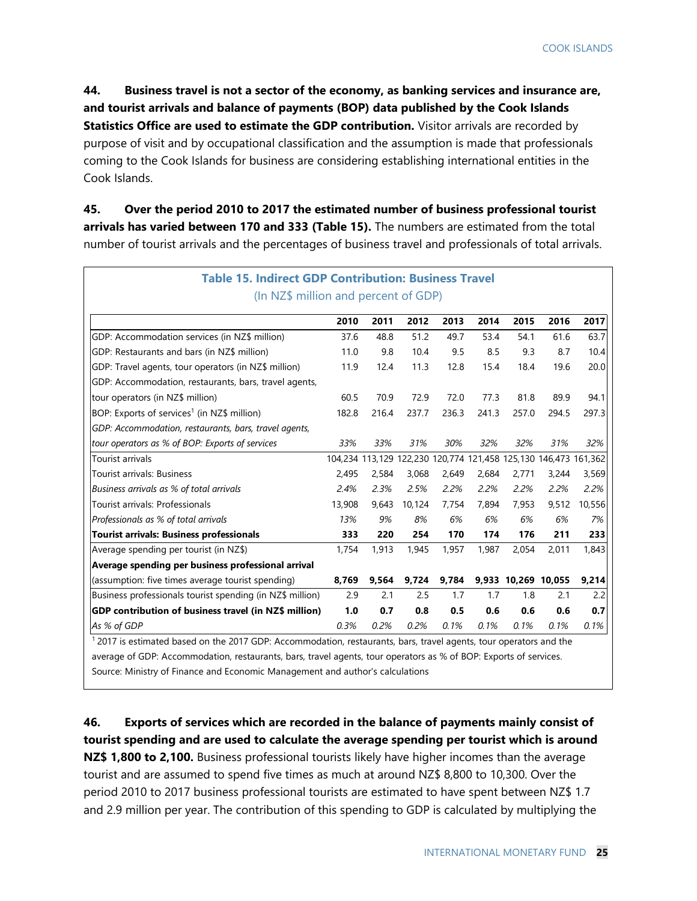**44. Business travel is not a sector of the economy, as banking services and insurance are, and tourist arrivals and balance of payments (BOP) data published by the Cook Islands Statistics Office are used to estimate the GDP contribution.** Visitor arrivals are recorded by purpose of visit and by occupational classification and the assumption is made that professionals coming to the Cook Islands for business are considering establishing international entities in the Cook Islands.

**45. Over the period 2010 to 2017 the estimated number of business professional tourist arrivals has varied between 170 and 333 (Table 15).** The numbers are estimated from the total number of tourist arrivals and the percentages of business travel and professionals of total arrivals.

**Table 15. Indirect GDP Contribution: Business Travel**
(In NZ$ million and percent of GDP)

| | 2010 | 2011 | 2012 | 2013 | 2014 | 2015 | 2016 | 2017 |
|---|---|---|---|---|---|---|---|---|
| GDP: Accommodation services (in NZ$ million) | 37.6 | 48.8 | 51.2 | 49.7 | 53.4 | 54.1 | 61.6 | 63.7 |
| GDP: Restaurants and bars (in NZ$ million) | 11.0 | 9.8 | 10.4 | 9.5 | 8.5 | 9.3 | 8.7 | 10.4 |
| GDP: Travel agents, tour operators (in NZ$ million) | 11.9 | 12.4 | 11.3 | 12.8 | 15.4 | 18.4 | 19.6 | 20.0 |
| GDP: Accommodation, restaurants, bars, travel agents, tour operators (in NZ$ million) | 60.5 | 70.9 | 72.9 | 72.0 | 77.3 | 81.8 | 89.9 | 94.1 |
| BOP: Exports of services[1] (in NZ$ million) | 182.8 | 216.4 | 237.7 | 236.3 | 241.3 | 257.0 | 294.5 | 297.3 |
| *GDP: Accommodation, restaurants, bars, travel agents, tour operators as % of BOP: Exports of services* | *33%* | *33%* | *31%* | *30%* | *32%* | *32%* | *31%* | *32%* |
| Tourist arrivals | 104,234 | 113,129 | 122,230 | 120,774 | 121,458 | 125,130 | 146,473 | 161,362 |
| Tourist arrivals: Business | 2,495 | 2,584 | 3,068 | 2,649 | 2,684 | 2,771 | 3,244 | 3,569 |
| *Business arrivals as % of total arrivals* | *2.4%* | *2.3%* | *2.5%* | *2.2%* | *2.2%* | *2.2%* | *2.2%* | *2.2%* |
| Tourist arrivals: Professionals | 13,908 | 9,643 | 10,124 | 7,754 | 7,894 | 7,953 | 9,512 | 10,556 |
| *Professionals as % of total arrivals* | *13%* | *9%* | *8%* | *6%* | *6%* | *6%* | *6%* | *7%* |
| **Tourist arrivals: Business professionals** | **333** | **220** | **254** | **170** | **174** | **176** | **211** | **233** |
| Average spending per tourist (in NZ$) | 1,754 | 1,913 | 1,945 | 1,957 | 1,987 | 2,054 | 2,011 | 1,843 |
| **Average spending per business professional arrival** (assumption: five times average tourist spending) | **8,769** | **9,564** | **9,724** | **9,784** | **9,933** | **10,269** | **10,055** | **9,214** |
| Business professionals tourist spending (in NZ$ million) | 2.9 | 2.1 | 2.5 | 1.7 | 1.7 | 1.8 | 2.1 | 2.2 |
| **GDP contribution of business travel (in NZ$ million)** | **1.0** | **0.7** | **0.8** | **0.5** | **0.6** | **0.6** | **0.6** | **0.7** |
| *As % of GDP* | *0.3%* | *0.2%* | *0.2%* | *0.1%* | *0.1%* | *0.1%* | *0.1%* | *0.1%* |

[1] 2017 is estimated based on the 2017 GDP: Accommodation, restaurants, bars, travel agents, tour operators and the average of GDP: Accommodation, restaurants, bars, travel agents, tour operators as % of BOP: Exports of services.

Source: Ministry of Finance and Economic Management and author's calculations

**46. Exports of services which are recorded in the balance of payments mainly consist of tourist spending and are used to calculate the average spending per tourist which is around NZ$ 1,800 to 2,100.** Business professional tourists likely have higher incomes than the average tourist and are assumed to spend five times as much at around NZ$ 8,800 to 10,300. Over the period 2010 to 2017 business professional tourists are estimated to have spent between NZ$ 1.7 and 2.9 million per year. The contribution of this spending to GDP is calculated by multiplying the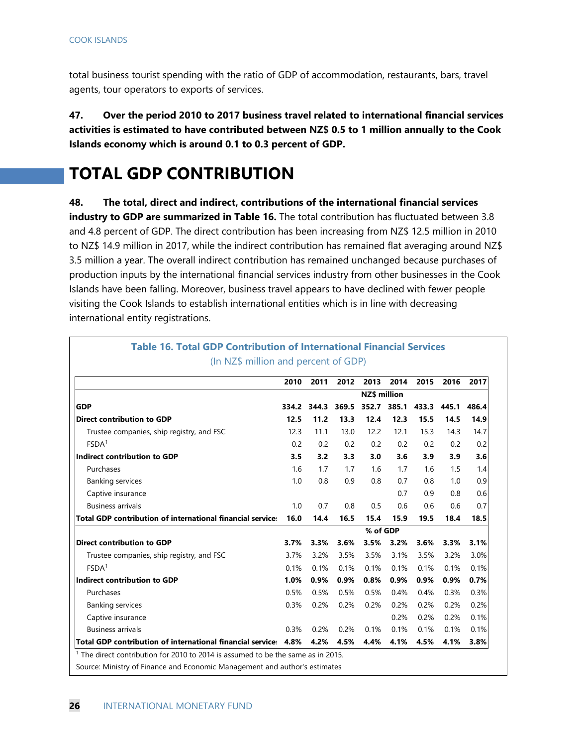total business tourist spending with the ratio of GDP of accommodation, restaurants, bars, travel agents, tour operators to exports of services.

**47. Over the period 2010 to 2017 business travel related to international financial services activities is estimated to have contributed between NZ$ 0.5 to 1 million annually to the Cook Islands economy which is around 0.1 to 0.3 percent of GDP.**

# TOTAL GDP CONTRIBUTION

**48. The total, direct and indirect, contributions of the international financial services industry to GDP are summarized in Table 16.** The total contribution has fluctuated between 3.8 and 4.8 percent of GDP. The direct contribution has been increasing from NZ$ 12.5 million in 2010 to NZ$ 14.9 million in 2017, while the indirect contribution has remained flat averaging around NZ$ 3.5 million a year. The overall indirect contribution has remained unchanged because purchases of production inputs by the international financial services industry from other businesses in the Cook Islands have been falling. Moreover, business travel appears to have declined with fewer people visiting the Cook Islands to establish international entities which is in line with decreasing international entity registrations.

**Table 16. Total GDP Contribution of International Financial Services**

(In NZ$ million and percent of GDP)

| | 2010 | 2011 | 2012 | 2013 | 2014 | 2015 | 2016 | 2017 |
|---|---|---|---|---|---|---|---|---|
| | NZ$ million | | | | | | | |
| **GDP** | **334.2** | **344.3** | **369.5** | **352.7** | **385.1** | **433.3** | **445.1** | **486.4** |
| **Direct contribution to GDP** | **12.5** | **11.2** | **13.3** | **12.4** | **12.3** | **15.5** | **14.5** | **14.9** |
| Trustee companies, ship registry, and FSC | 12.3 | 11.1 | 13.0 | 12.2 | 12.1 | 15.3 | 14.3 | 14.7 |
| FSDA[1] | 0.2 | 0.2 | 0.2 | 0.2 | 0.2 | 0.2 | 0.2 | 0.2 |
| **Indirect contribution to GDP** | **3.5** | **3.2** | **3.3** | **3.0** | **3.6** | **3.9** | **3.9** | **3.6** |
| Purchases | 1.6 | 1.7 | 1.7 | 1.6 | 1.7 | 1.6 | 1.5 | 1.4 |
| Banking services | 1.0 | 0.8 | 0.9 | 0.8 | 0.7 | 0.8 | 1.0 | 0.9 |
| Captive insurance | | | | | 0.7 | 0.9 | 0.8 | 0.6 |
| Business arrivals | 1.0 | 0.7 | 0.8 | 0.5 | 0.6 | 0.6 | 0.6 | 0.7 |
| **Total GDP contribution of international financial services** | **16.0** | **14.4** | **16.5** | **15.4** | **15.9** | **19.5** | **18.4** | **18.5** |
| | % of GDP | | | | | | | |
| **Direct contribution to GDP** | **3.7%** | **3.3%** | **3.6%** | **3.5%** | **3.2%** | **3.6%** | **3.3%** | **3.1%** |
| Trustee companies, ship registry, and FSC | 3.7% | 3.2% | 3.5% | 3.5% | 3.1% | 3.5% | 3.2% | 3.0% |
| FSDA[1] | 0.1% | 0.1% | 0.1% | 0.1% | 0.1% | 0.1% | 0.1% | 0.1% |
| **Indirect contribution to GDP** | **1.0%** | **0.9%** | **0.9%** | **0.8%** | **0.9%** | **0.9%** | **0.9%** | **0.7%** |
| Purchases | 0.5% | 0.5% | 0.5% | 0.5% | 0.4% | 0.4% | 0.3% | 0.3% |
| Banking services | 0.3% | 0.2% | 0.2% | 0.2% | 0.2% | 0.2% | 0.2% | 0.2% |
| Captive insurance | | | | | 0.2% | 0.2% | 0.2% | 0.1% |
| Business arrivals | 0.3% | 0.2% | 0.2% | 0.1% | 0.1% | 0.1% | 0.1% | 0.1% |
| **Total GDP contribution of international financial services** | **4.8%** | **4.2%** | **4.5%** | **4.4%** | **4.1%** | **4.5%** | **4.1%** | **3.8%** |

[1] The direct contribution for 2010 to 2014 is assumed to be the same as in 2015.

Source: Ministry of Finance and Economic Management and author's estimates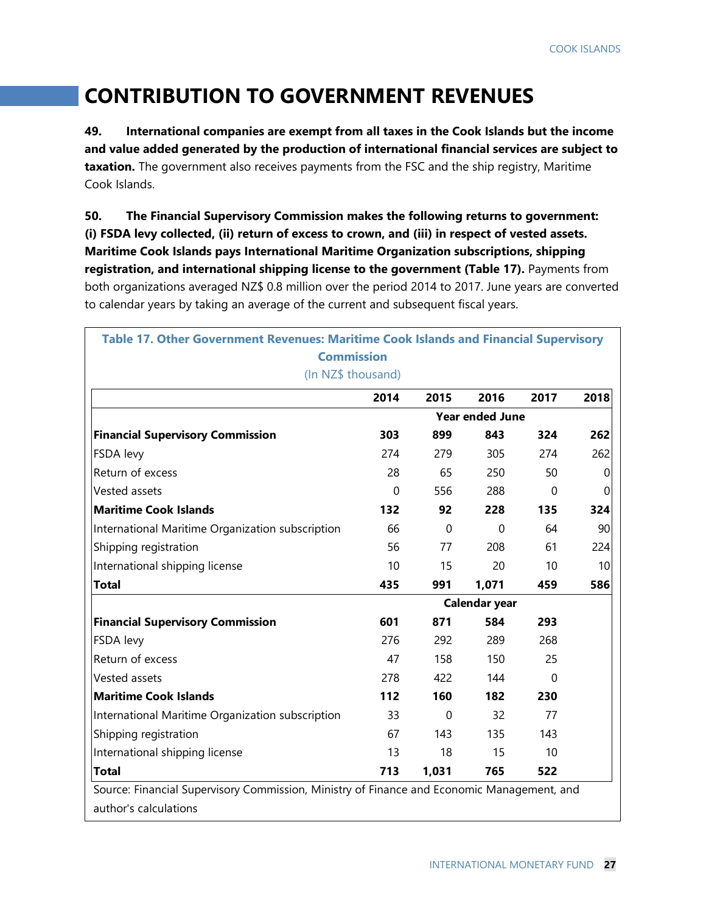# CONTRIBUTION TO GOVERNMENT REVENUES

**49. International companies are exempt from all taxes in the Cook Islands but the income and value added generated by the production of international financial services are subject to taxation.** The government also receives payments from the FSC and the ship registry, Maritime Cook Islands.

**50. The Financial Supervisory Commission makes the following returns to government: (i) FSDA levy collected, (ii) return of excess to crown, and (iii) in respect of vested assets. Maritime Cook Islands pays International Maritime Organization subscriptions, shipping registration, and international shipping license to the government (Table 17).** Payments from both organizations averaged NZ$ 0.8 million over the period 2014 to 2017. June years are converted to calendar years by taking an average of the current and subsequent fiscal years.

**Table 17. Other Government Revenues: Maritime Cook Islands and Financial Supervisory Commission**
(In NZ$ thousand)

| | 2014 | 2015 | 2016 | 2017 | 2018 |
|---|---|---|---|---|---|
| | Year ended June | | | | |
| **Financial Supervisory Commission** | **303** | **899** | **843** | **324** | **262** |
| FSDA levy | 274 | 279 | 305 | 274 | 262 |
| Return of excess | 28 | 65 | 250 | 50 | 0 |
| Vested assets | 0 | 556 | 288 | 0 | 0 |
| **Maritime Cook Islands** | **132** | **92** | **228** | **135** | **324** |
| International Maritime Organization subscription | 66 | 0 | 0 | 64 | 90 |
| Shipping registration | 56 | 77 | 208 | 61 | 224 |
| International shipping license | 10 | 15 | 20 | 10 | 10 |
| **Total** | **435** | **991** | **1,071** | **459** | **586** |
| | Calendar year | | | | |
| **Financial Supervisory Commission** | **601** | **871** | **584** | **293** | |
| FSDA levy | 276 | 292 | 289 | 268 | |
| Return of excess | 47 | 158 | 150 | 25 | |
| Vested assets | 278 | 422 | 144 | 0 | |
| **Maritime Cook Islands** | **112** | **160** | **182** | **230** | |
| International Maritime Organization subscription | 33 | 0 | 32 | 77 | |
| Shipping registration | 67 | 143 | 135 | 143 | |
| International shipping license | 13 | 18 | 15 | 10 | |
| **Total** | **713** | **1,031** | **765** | **522** | |

Source: Financial Supervisory Commission, Ministry of Finance and Economic Management, and author's calculations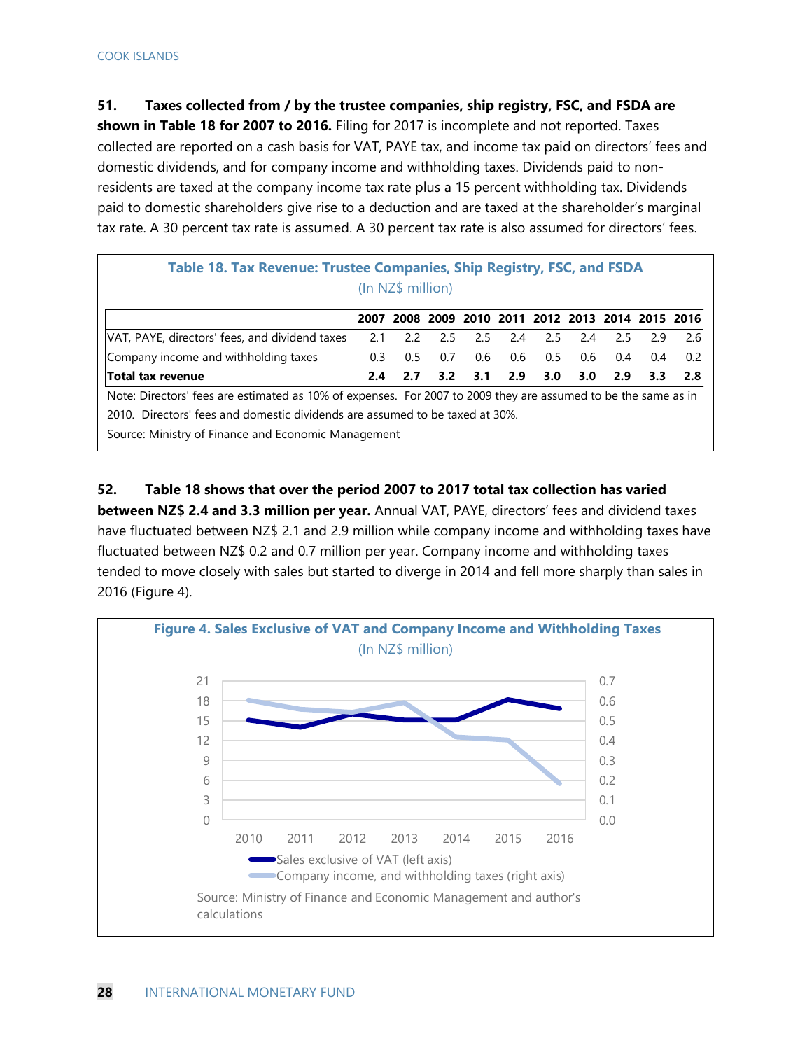**51. Taxes collected from / by the trustee companies, ship registry, FSC, and FSDA are shown in Table 18 for 2007 to 2016.** Filing for 2017 is incomplete and not reported. Taxes collected are reported on a cash basis for VAT, PAYE tax, and income tax paid on directors' fees and domestic dividends, and for company income and withholding taxes. Dividends paid to non-residents are taxed at the company income tax rate plus a 15 percent withholding tax. Dividends paid to domestic shareholders give rise to a deduction and are taxed at the shareholder's marginal tax rate. A 30 percent tax rate is assumed. A 30 percent tax rate is also assumed for directors' fees.

**Table 18. Tax Revenue: Trustee Companies, Ship Registry, FSC, and FSDA**
(In NZ$ million)

| | 2007 | 2008 | 2009 | 2010 | 2011 | 2012 | 2013 | 2014 | 2015 | 2016 |
|---|---|---|---|---|---|---|---|---|---|---|
| VAT, PAYE, directors' fees, and dividend taxes | 2.1 | 2.2 | 2.5 | 2.5 | 2.4 | 2.5 | 2.4 | 2.5 | 2.9 | 2.6 |
| Company income and withholding taxes | 0.3 | 0.5 | 0.7 | 0.6 | 0.6 | 0.5 | 0.6 | 0.4 | 0.4 | 0.2 |
| **Total tax revenue** | **2.4** | **2.7** | **3.2** | **3.1** | **2.9** | **3.0** | **3.0** | **2.9** | **3.3** | **2.8** |

Note: Directors' fees are estimated as 10% of expenses. For 2007 to 2009 they are assumed to be the same as in 2010. Directors' fees and domestic dividends are assumed to be taxed at 30%.

Source: Ministry of Finance and Economic Management

**52. Table 18 shows that over the period 2007 to 2017 total tax collection has varied between NZ$ 2.4 and 3.3 million per year.** Annual VAT, PAYE, directors' fees and dividend taxes have fluctuated between NZ$ 2.1 and 2.9 million while company income and withholding taxes have fluctuated between NZ$ 0.2 and 0.7 million per year. Company income and withholding taxes tended to move closely with sales but started to diverge in 2014 and fell more sharply than sales in 2016 (Figure 4).

**Figure 4. Sales Exclusive of VAT and Company Income and Withholding Taxes**
(In NZ$ million)

Sales exclusive of VAT (left axis)
Company income, and withholding taxes (right axis)

Source: Ministry of Finance and Economic Management and author's calculations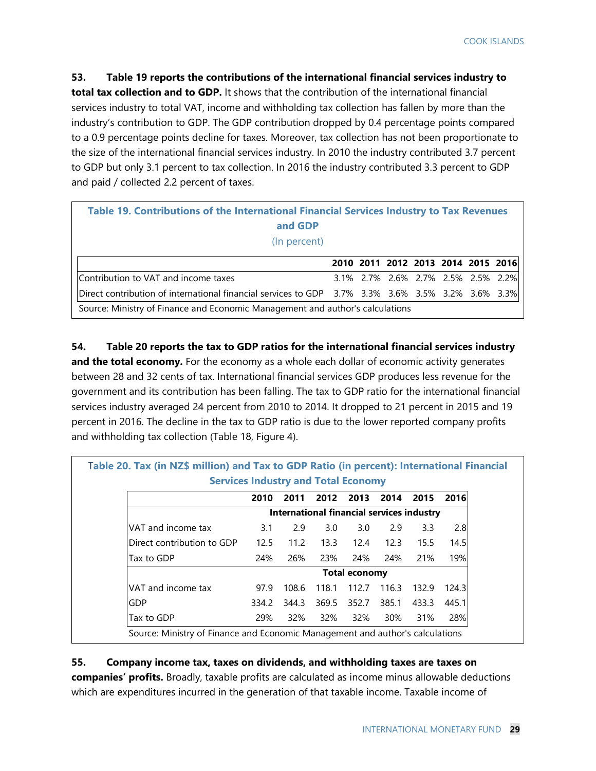**53. Table 19 reports the contributions of the international financial services industry to total tax collection and to GDP.** It shows that the contribution of the international financial services industry to total VAT, income and withholding tax collection has fallen by more than the industry's contribution to GDP. The GDP contribution dropped by 0.4 percentage points compared to a 0.9 percentage points decline for taxes. Moreover, tax collection has not been proportionate to the size of the international financial services industry. In 2010 the industry contributed 3.7 percent to GDP but only 3.1 percent to tax collection. In 2016 the industry contributed 3.3 percent to GDP and paid / collected 2.2 percent of taxes.

**Table 19. Contributions of the International Financial Services Industry to Tax Revenues and GDP**
(In percent)

| | 2010 | 2011 | 2012 | 2013 | 2014 | 2015 | 2016 |
|---|---|---|---|---|---|---|---|
| Contribution to VAT and income taxes | 3.1% | 2.7% | 2.6% | 2.7% | 2.5% | 2.5% | 2.2% |
| Direct contribution of international financial services to GDP | 3.7% | 3.3% | 3.6% | 3.5% | 3.2% | 3.6% | 3.3% |

Source: Ministry of Finance and Economic Management and author's calculations

**54. Table 20 reports the tax to GDP ratios for the international financial services industry and the total economy.** For the economy as a whole each dollar of economic activity generates between 28 and 32 cents of tax. International financial services GDP produces less revenue for the government and its contribution has been falling. The tax to GDP ratio for the international financial services industry averaged 24 percent from 2010 to 2014. It dropped to 21 percent in 2015 and 19 percent in 2016. The decline in the tax to GDP ratio is due to the lower reported company profits and withholding tax collection (Table 18, Figure 4).

**Table 20. Tax (in NZ$ million) and Tax to GDP Ratio (in percent): International Financial Services Industry and Total Economy**

| | 2010 | 2011 | 2012 | 2013 | 2014 | 2015 | 2016 |
|---|---|---|---|---|---|---|---|
| | **International financial services industry** | | | | | | |
| VAT and income tax | 3.1 | 2.9 | 3.0 | 3.0 | 2.9 | 3.3 | 2.8 |
| Direct contribution to GDP | 12.5 | 11.2 | 13.3 | 12.4 | 12.3 | 15.5 | 14.5 |
| Tax to GDP | 24% | 26% | 23% | 24% | 24% | 21% | 19% |
| | **Total economy** | | | | | | |
| VAT and income tax | 97.9 | 108.6 | 118.1 | 112.7 | 116.3 | 132.9 | 124.3 |
| GDP | 334.2 | 344.3 | 369.5 | 352.7 | 385.1 | 433.3 | 445.1 |
| Tax to GDP | 29% | 32% | 32% | 32% | 30% | 31% | 28% |

Source: Ministry of Finance and Economic Management and author's calculations

**55. Company income tax, taxes on dividends, and withholding taxes are taxes on companies' profits.** Broadly, taxable profits are calculated as income minus allowable deductions which are expenditures incurred in the generation of that taxable income. Taxable income of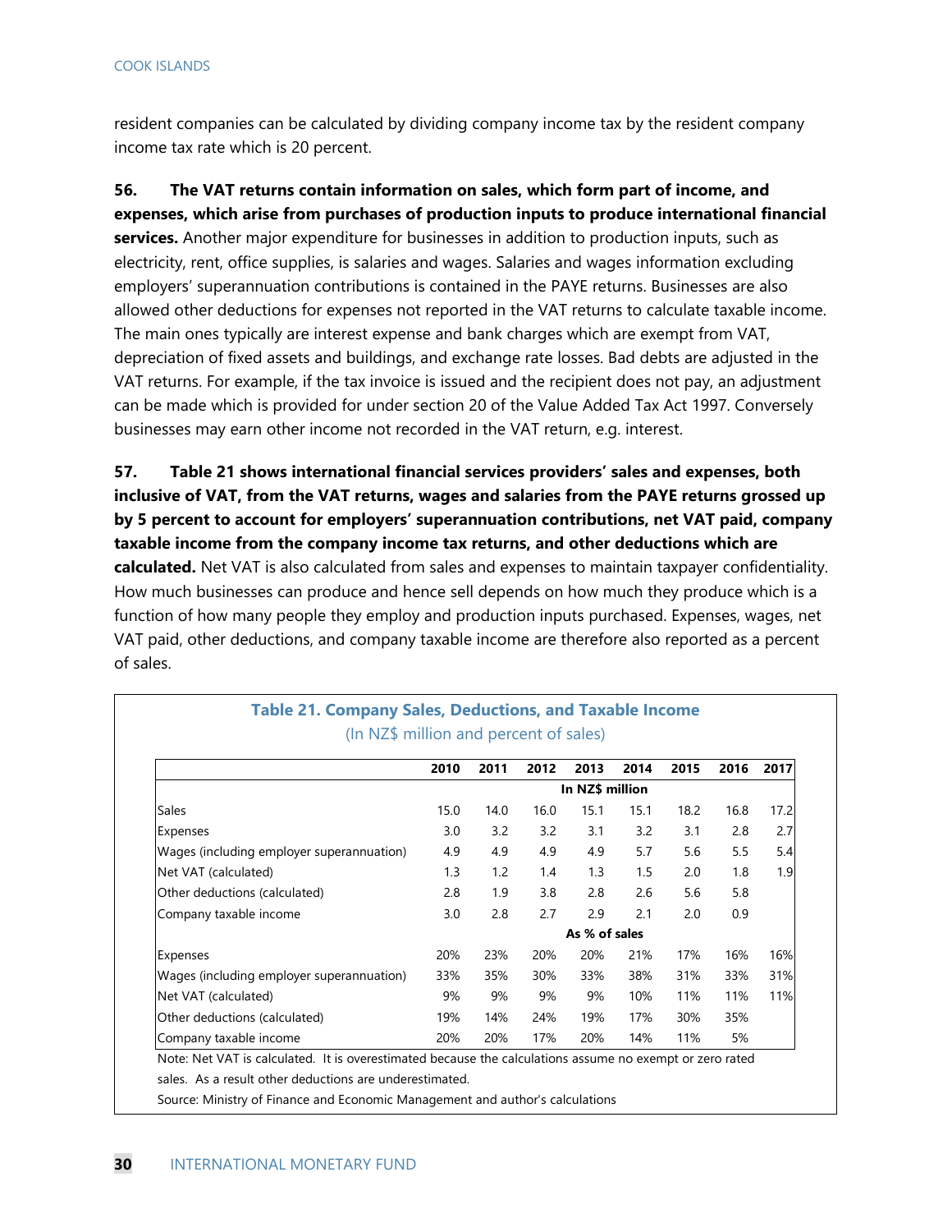resident companies can be calculated by dividing company income tax by the resident company income tax rate which is 20 percent.

**56. The VAT returns contain information on sales, which form part of income, and expenses, which arise from purchases of production inputs to produce international financial services.** Another major expenditure for businesses in addition to production inputs, such as electricity, rent, office supplies, is salaries and wages. Salaries and wages information excluding employers' superannuation contributions is contained in the PAYE returns. Businesses are also allowed other deductions for expenses not reported in the VAT returns to calculate taxable income. The main ones typically are interest expense and bank charges which are exempt from VAT, depreciation of fixed assets and buildings, and exchange rate losses. Bad debts are adjusted in the VAT returns. For example, if the tax invoice is issued and the recipient does not pay, an adjustment can be made which is provided for under section 20 of the Value Added Tax Act 1997. Conversely businesses may earn other income not recorded in the VAT return, e.g. interest.

**57. Table 21 shows international financial services providers' sales and expenses, both inclusive of VAT, from the VAT returns, wages and salaries from the PAYE returns grossed up by 5 percent to account for employers' superannuation contributions, net VAT paid, company taxable income from the company income tax returns, and other deductions which are calculated.** Net VAT is also calculated from sales and expenses to maintain taxpayer confidentiality. How much businesses can produce and hence sell depends on how much they produce which is a function of how many people they employ and production inputs purchased. Expenses, wages, net VAT paid, other deductions, and company taxable income are therefore also reported as a percent of sales.

**Table 21. Company Sales, Deductions, and Taxable Income**
(In NZ$ million and percent of sales)

| | 2010 | 2011 | 2012 | 2013 | 2014 | 2015 | 2016 | 2017 |
|---|---|---|---|---|---|---|---|---|
| | **In NZ$ million** | | | | | | | |
| Sales | 15.0 | 14.0 | 16.0 | 15.1 | 15.1 | 18.2 | 16.8 | 17.2 |
| Expenses | 3.0 | 3.2 | 3.2 | 3.1 | 3.2 | 3.1 | 2.8 | 2.7 |
| Wages (including employer superannuation) | 4.9 | 4.9 | 4.9 | 4.9 | 5.7 | 5.6 | 5.5 | 5.4 |
| Net VAT (calculated) | 1.3 | 1.2 | 1.4 | 1.3 | 1.5 | 2.0 | 1.8 | 1.9 |
| Other deductions (calculated) | 2.8 | 1.9 | 3.8 | 2.8 | 2.6 | 5.6 | 5.8 | |
| Company taxable income | 3.0 | 2.8 | 2.7 | 2.9 | 2.1 | 2.0 | 0.9 | |
| | **As % of sales** | | | | | | | |
| Expenses | 20% | 23% | 20% | 20% | 21% | 17% | 16% | 16% |
| Wages (including employer superannuation) | 33% | 35% | 30% | 33% | 38% | 31% | 33% | 31% |
| Net VAT (calculated) | 9% | 9% | 9% | 9% | 10% | 11% | 11% | 11% |
| Other deductions (calculated) | 19% | 14% | 24% | 19% | 17% | 30% | 35% | |
| Company taxable income | 20% | 20% | 17% | 20% | 14% | 11% | 5% | |

Note: Net VAT is calculated. It is overestimated because the calculations assume no exempt or zero rated sales. As a result other deductions are underestimated.

Source: Ministry of Finance and Economic Management and author's calculations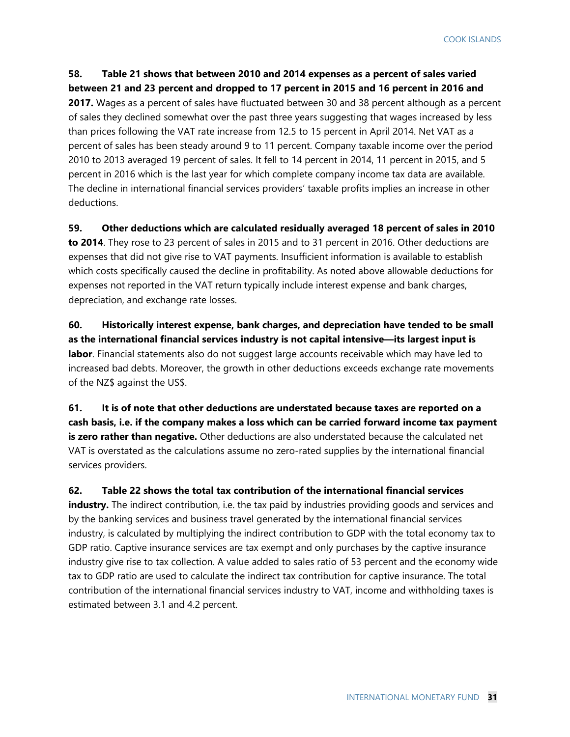**58. Table 21 shows that between 2010 and 2014 expenses as a percent of sales varied between 21 and 23 percent and dropped to 17 percent in 2015 and 16 percent in 2016 and 2017.** Wages as a percent of sales have fluctuated between 30 and 38 percent although as a percent of sales they declined somewhat over the past three years suggesting that wages increased by less than prices following the VAT rate increase from 12.5 to 15 percent in April 2014. Net VAT as a percent of sales has been steady around 9 to 11 percent. Company taxable income over the period 2010 to 2013 averaged 19 percent of sales. It fell to 14 percent in 2014, 11 percent in 2015, and 5 percent in 2016 which is the last year for which complete company income tax data are available. The decline in international financial services providers' taxable profits implies an increase in other deductions.

**59. Other deductions which are calculated residually averaged 18 percent of sales in 2010 to 2014**. They rose to 23 percent of sales in 2015 and to 31 percent in 2016. Other deductions are expenses that did not give rise to VAT payments. Insufficient information is available to establish which costs specifically caused the decline in profitability. As noted above allowable deductions for expenses not reported in the VAT return typically include interest expense and bank charges, depreciation, and exchange rate losses.

**60. Historically interest expense, bank charges, and depreciation have tended to be small as the international financial services industry is not capital intensive—its largest input is labor**. Financial statements also do not suggest large accounts receivable which may have led to increased bad debts. Moreover, the growth in other deductions exceeds exchange rate movements of the NZ$ against the US$.

**61. It is of note that other deductions are understated because taxes are reported on a cash basis, i.e. if the company makes a loss which can be carried forward income tax payment is zero rather than negative.** Other deductions are also understated because the calculated net VAT is overstated as the calculations assume no zero-rated supplies by the international financial services providers.

**62. Table 22 shows the total tax contribution of the international financial services industry.** The indirect contribution, i.e. the tax paid by industries providing goods and services and by the banking services and business travel generated by the international financial services industry, is calculated by multiplying the indirect contribution to GDP with the total economy tax to GDP ratio. Captive insurance services are tax exempt and only purchases by the captive insurance industry give rise to tax collection. A value added to sales ratio of 53 percent and the economy wide tax to GDP ratio are used to calculate the indirect tax contribution for captive insurance. The total contribution of the international financial services industry to VAT, income and withholding taxes is estimated between 3.1 and 4.2 percent.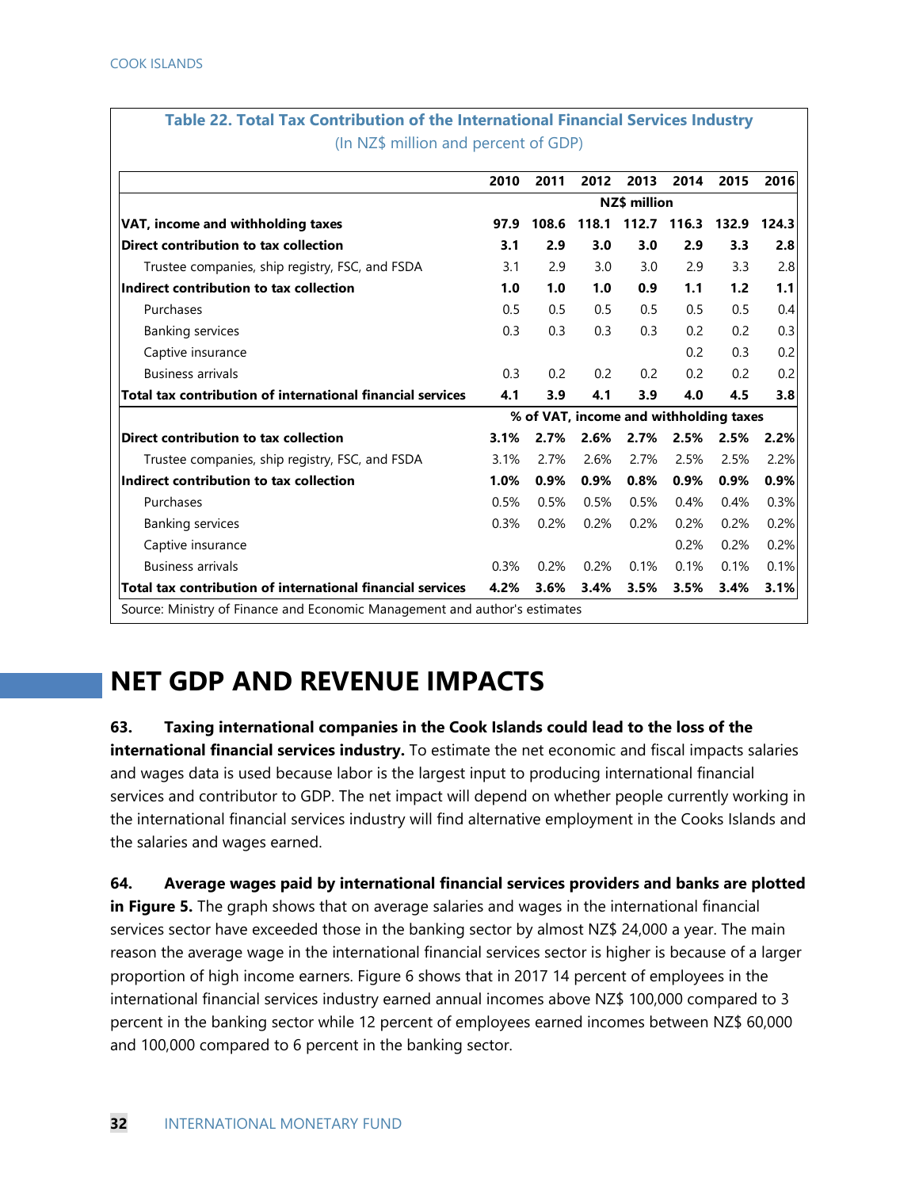**Table 22. Total Tax Contribution of the International Financial Services Industry**

(In NZ$ million and percent of GDP)

| | 2010 | 2011 | 2012 | 2013 | 2014 | 2015 | 2016 |
|---|---|---|---|---|---|---|---|
| | NZ$ million | | | | | | |
| **VAT, income and withholding taxes** | **97.9** | **108.6** | **118.1** | **112.7** | **116.3** | **132.9** | **124.3** |
| **Direct contribution to tax collection** | **3.1** | **2.9** | **3.0** | **3.0** | **2.9** | **3.3** | **2.8** |
| Trustee companies, ship registry, FSC, and FSDA | 3.1 | 2.9 | 3.0 | 3.0 | 2.9 | 3.3 | 2.8 |
| **Indirect contribution to tax collection** | **1.0** | **1.0** | **1.0** | **0.9** | **1.1** | **1.2** | **1.1** |
| Purchases | 0.5 | 0.5 | 0.5 | 0.5 | 0.5 | 0.5 | 0.4 |
| Banking services | 0.3 | 0.3 | 0.3 | 0.3 | 0.2 | 0.2 | 0.3 |
| Captive insurance | | | | | 0.2 | 0.3 | 0.2 |
| Business arrivals | 0.3 | 0.2 | 0.2 | 0.2 | 0.2 | 0.2 | 0.2 |
| **Total tax contribution of international financial services** | **4.1** | **3.9** | **4.1** | **3.9** | **4.0** | **4.5** | **3.8** |
| | % of VAT, income and withholding taxes | | | | | | |
| **Direct contribution to tax collection** | **3.1%** | **2.7%** | **2.6%** | **2.7%** | **2.5%** | **2.5%** | **2.2%** |
| Trustee companies, ship registry, FSC, and FSDA | 3.1% | 2.7% | 2.6% | 2.7% | 2.5% | 2.5% | 2.2% |
| **Indirect contribution to tax collection** | **1.0%** | **0.9%** | **0.9%** | **0.8%** | **0.9%** | **0.9%** | **0.9%** |
| Purchases | 0.5% | 0.5% | 0.5% | 0.5% | 0.4% | 0.4% | 0.3% |
| Banking services | 0.3% | 0.2% | 0.2% | 0.2% | 0.2% | 0.2% | 0.2% |
| Captive insurance | | | | | 0.2% | 0.2% | 0.2% |
| Business arrivals | 0.3% | 0.2% | 0.2% | 0.1% | 0.1% | 0.1% | 0.1% |
| **Total tax contribution of international financial services** | **4.2%** | **3.6%** | **3.4%** | **3.5%** | **3.5%** | **3.4%** | **3.1%** |

Source: Ministry of Finance and Economic Management and author's estimates

# NET GDP AND REVENUE IMPACTS

63. **Taxing international companies in the Cook Islands could lead to the loss of the international financial services industry.** To estimate the net economic and fiscal impacts salaries and wages data is used because labor is the largest input to producing international financial services and contributor to GDP. The net impact will depend on whether people currently working in the international financial services industry will find alternative employment in the Cooks Islands and the salaries and wages earned.

64. **Average wages paid by international financial services providers and banks are plotted in Figure 5.** The graph shows that on average salaries and wages in the international financial services sector have exceeded those in the banking sector by almost NZ$ 24,000 a year. The main reason the average wage in the international financial services sector is higher is because of a larger proportion of high income earners. Figure 6 shows that in 2017 14 percent of employees in the international financial services industry earned annual incomes above NZ$ 100,000 compared to 3 percent in the banking sector while 12 percent of employees earned incomes between NZ$ 60,000 and 100,000 compared to 6 percent in the banking sector.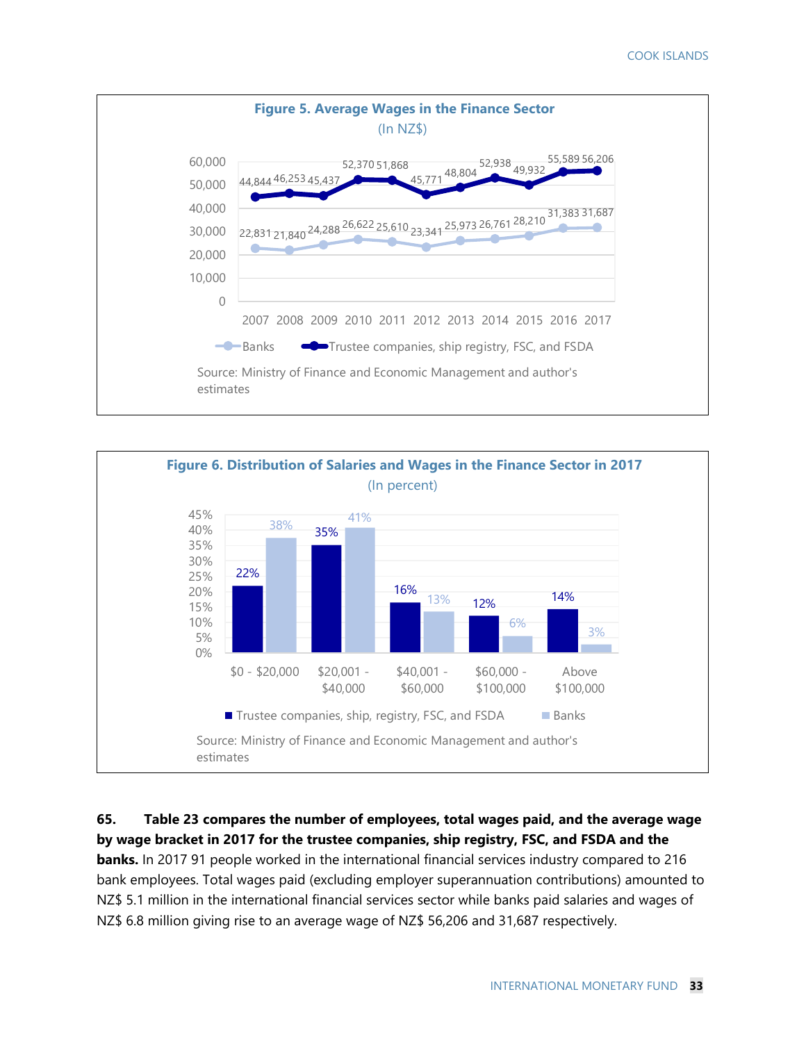**Figure 5. Average Wages in the Finance Sector**

(In NZ$)

| Year | Banks | Trustee companies, ship registry, FSC, and FSDA |
|---|---|---|
| 2007 | 22,831 | 44,844 |
| 2008 | 21,840 | 46,253 |
| 2009 | 24,288 | 45,437 |
| 2010 | 26,622 | 52,370 |
| 2011 | 25,610 | 51,868 |
| 2012 | 23,341 | 45,771 |
| 2013 | 25,973 | 48,804 |
| 2014 | 26,761 | 52,938 |
| 2015 | 28,210 | 49,932 |
| 2016 | 31,383 | 55,589 |
| 2017 | 31,687 | 56,206 |

Source: Ministry of Finance and Economic Management and author's estimates

**Figure 6. Distribution of Salaries and Wages in the Finance Sector in 2017**

(In percent)

| Wage bracket | Trustee companies, ship, registry, FSC, and FSDA | Banks |
|---|---|---|
| $0 - $20,000 | 22% | 38% |
| $20,001 - $40,000 | 35% | 41% |
| $40,001 - $60,000 | 16% | 13% |
| $60,000 - $100,000 | 12% | 6% |
| Above $100,000 | 14% | 3% |

Source: Ministry of Finance and Economic Management and author's estimates

65. **Table 23 compares the number of employees, total wages paid, and the average wage by wage bracket in 2017 for the trustee companies, ship registry, FSC, and FSDA and the banks.** In 2017 91 people worked in the international financial services industry compared to 216 bank employees. Total wages paid (excluding employer superannuation contributions) amounted to NZ$ 5.1 million in the international financial services sector while banks paid salaries and wages of NZ$ 6.8 million giving rise to an average wage of NZ$ 56,206 and 31,687 respectively.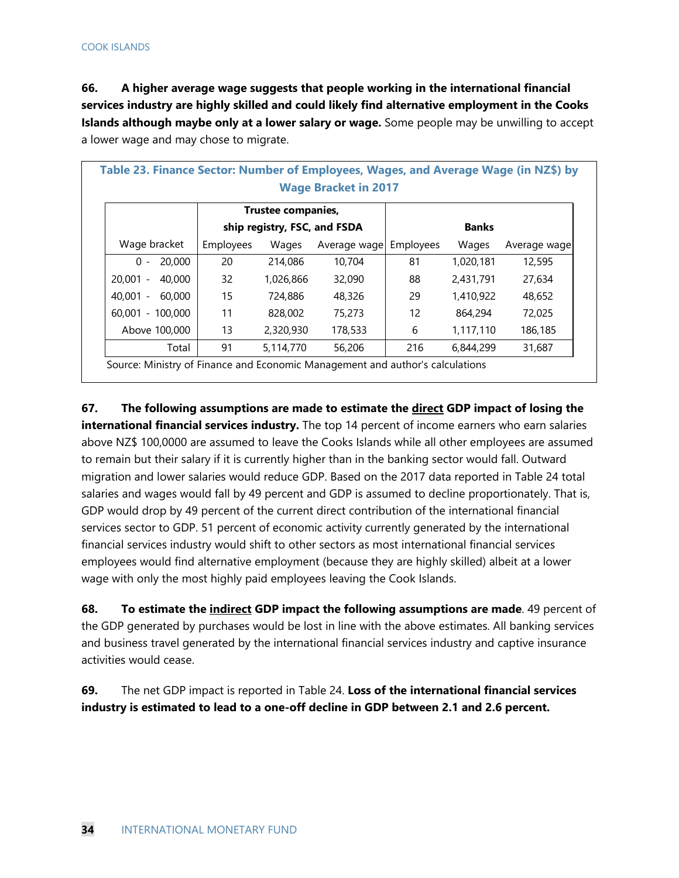**66. A higher average wage suggests that people working in the international financial services industry are highly skilled and could likely find alternative employment in the Cooks Islands although maybe only at a lower salary or wage.** Some people may be unwilling to accept a lower wage and may chose to migrate.

**Table 23. Finance Sector: Number of Employees, Wages, and Average Wage (in NZ$) by Wage Bracket in 2017**

| | Trustee companies, ship registry, FSC, and FSDA | | | Banks | | |
|---|---|---|---|---|---|---|
| Wage bracket | Employees | Wages | Average wage | Employees | Wages | Average wage |
| 0 - 20,000 | 20 | 214,086 | 10,704 | 81 | 1,020,181 | 12,595 |
| 20,001 - 40,000 | 32 | 1,026,866 | 32,090 | 88 | 2,431,791 | 27,634 |
| 40,001 - 60,000 | 15 | 724,886 | 48,326 | 29 | 1,410,922 | 48,652 |
| 60,001 - 100,000 | 11 | 828,002 | 75,273 | 12 | 864,294 | 72,025 |
| Above 100,000 | 13 | 2,320,930 | 178,533 | 6 | 1,117,110 | 186,185 |
| Total | 91 | 5,114,770 | 56,206 | 216 | 6,844,299 | 31,687 |

Source: Ministry of Finance and Economic Management and author's calculations

**67. The following assumptions are made to estimate the <u>direct</u> GDP impact of losing the international financial services industry.** The top 14 percent of income earners who earn salaries above NZ$ 100,0000 are assumed to leave the Cooks Islands while all other employees are assumed to remain but their salary if it is currently higher than in the banking sector would fall. Outward migration and lower salaries would reduce GDP. Based on the 2017 data reported in Table 24 total salaries and wages would fall by 49 percent and GDP is assumed to decline proportionately. That is, GDP would drop by 49 percent of the current direct contribution of the international financial services sector to GDP. 51 percent of economic activity currently generated by the international financial services industry would shift to other sectors as most international financial services employees would find alternative employment (because they are highly skilled) albeit at a lower wage with only the most highly paid employees leaving the Cook Islands.

**68. To estimate the <u>indirect</u> GDP impact the following assumptions are made**. 49 percent of the GDP generated by purchases would be lost in line with the above estimates. All banking services and business travel generated by the international financial services industry and captive insurance activities would cease.

**69.** The net GDP impact is reported in Table 24. **Loss of the international financial services industry is estimated to lead to a one-off decline in GDP between 2.1 and 2.6 percent.**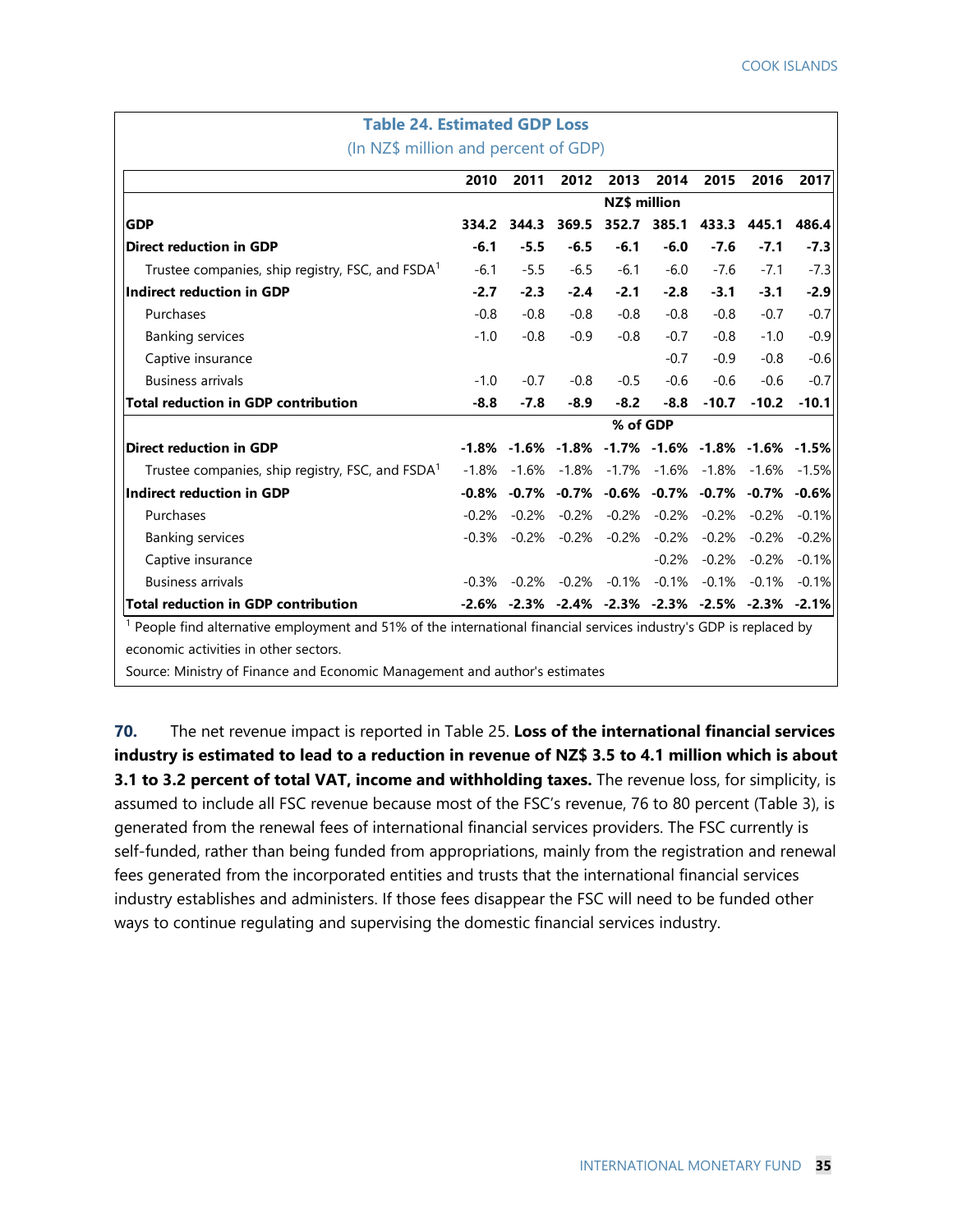**Table 24. Estimated GDP Loss**

(In NZ$ million and percent of GDP)

| | 2010 | 2011 | 2012 | 2013 | 2014 | 2015 | 2016 | 2017 |
|---|---|---|---|---|---|---|---|---|
| | | | | NZ$ million | | | | |
| **GDP** | **334.2** | **344.3** | **369.5** | **352.7** | **385.1** | **433.3** | **445.1** | **486.4** |
| **Direct reduction in GDP** | **-6.1** | **-5.5** | **-6.5** | **-6.1** | **-6.0** | **-7.6** | **-7.1** | **-7.3** |
| Trustee companies, ship registry, FSC, and FSDA[1] | -6.1 | -5.5 | -6.5 | -6.1 | -6.0 | -7.6 | -7.1 | -7.3 |
| **Indirect reduction in GDP** | **-2.7** | **-2.3** | **-2.4** | **-2.1** | **-2.8** | **-3.1** | **-3.1** | **-2.9** |
| Purchases | -0.8 | -0.8 | -0.8 | -0.8 | -0.8 | -0.8 | -0.7 | -0.7 |
| Banking services | -1.0 | -0.8 | -0.9 | -0.8 | -0.7 | -0.8 | -1.0 | -0.9 |
| Captive insurance | | | | | -0.7 | -0.9 | -0.8 | -0.6 |
| Business arrivals | -1.0 | -0.7 | -0.8 | -0.5 | -0.6 | -0.6 | -0.6 | -0.7 |
| **Total reduction in GDP contribution** | **-8.8** | **-7.8** | **-8.9** | **-8.2** | **-8.8** | **-10.7** | **-10.2** | **-10.1** |
| | | | | % of GDP | | | | |
| **Direct reduction in GDP** | **-1.8%** | **-1.6%** | **-1.8%** | **-1.7%** | **-1.6%** | **-1.8%** | **-1.6%** | **-1.5%** |
| Trustee companies, ship registry, FSC, and FSDA[1] | -1.8% | -1.6% | -1.8% | -1.7% | -1.6% | -1.8% | -1.6% | -1.5% |
| **Indirect reduction in GDP** | **-0.8%** | **-0.7%** | **-0.7%** | **-0.6%** | **-0.7%** | **-0.7%** | **-0.7%** | **-0.6%** |
| Purchases | -0.2% | -0.2% | -0.2% | -0.2% | -0.2% | -0.2% | -0.2% | -0.1% |
| Banking services | -0.3% | -0.2% | -0.2% | -0.2% | -0.2% | -0.2% | -0.2% | -0.2% |
| Captive insurance | | | | | -0.2% | -0.2% | -0.2% | -0.1% |
| Business arrivals | -0.3% | -0.2% | -0.2% | -0.1% | -0.1% | -0.1% | -0.1% | -0.1% |
| **Total reduction in GDP contribution** | **-2.6%** | **-2.3%** | **-2.4%** | **-2.3%** | **-2.3%** | **-2.5%** | **-2.3%** | **-2.1%** |

[1] People find alternative employment and 51% of the international financial services industry's GDP is replaced by economic activities in other sectors.

Source: Ministry of Finance and Economic Management and author's estimates

**70.** The net revenue impact is reported in Table 25. **Loss of the international financial services industry is estimated to lead to a reduction in revenue of NZ$ 3.5 to 4.1 million which is about 3.1 to 3.2 percent of total VAT, income and withholding taxes.** The revenue loss, for simplicity, is assumed to include all FSC revenue because most of the FSC's revenue, 76 to 80 percent (Table 3), is generated from the renewal fees of international financial services providers. The FSC currently is self-funded, rather than being funded from appropriations, mainly from the registration and renewal fees generated from the incorporated entities and trusts that the international financial services industry establishes and administers. If those fees disappear the FSC will need to be funded other ways to continue regulating and supervising the domestic financial services industry.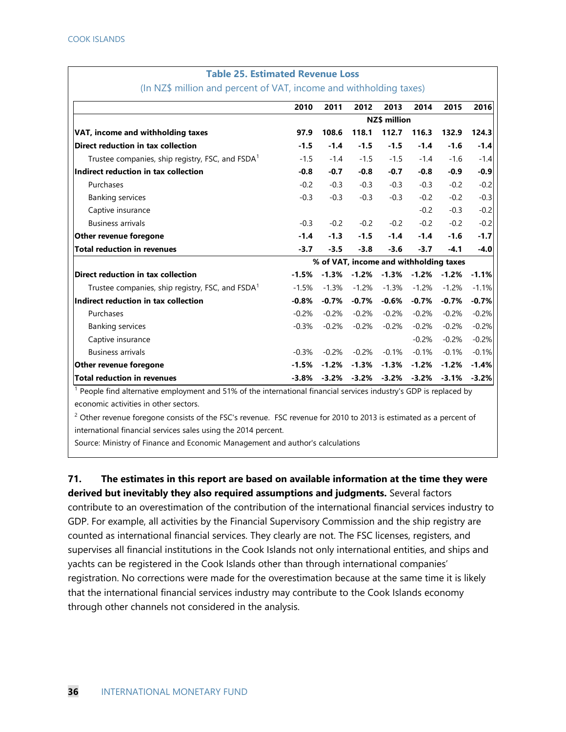**Table 25. Estimated Revenue Loss**

(In NZ$ million and percent of VAT, income and withholding taxes)

| | 2010 | 2011 | 2012 | 2013 | 2014 | 2015 | 2016 |
|---|---|---|---|---|---|---|---|
| | NZ$ million | | | | | | |
| **VAT, income and withholding taxes** | **97.9** | **108.6** | **118.1** | **112.7** | **116.3** | **132.9** | **124.3** |
| **Direct reduction in tax collection** | **-1.5** | **-1.4** | **-1.5** | **-1.5** | **-1.4** | **-1.6** | **-1.4** |
| Trustee companies, ship registry, FSC, and FSDA[1] | -1.5 | -1.4 | -1.5 | -1.5 | -1.4 | -1.6 | -1.4 |
| **Indirect reduction in tax collection** | **-0.8** | **-0.7** | **-0.8** | **-0.7** | **-0.8** | **-0.9** | **-0.9** |
| Purchases | -0.2 | -0.3 | -0.3 | -0.3 | -0.3 | -0.2 | -0.2 |
| Banking services | -0.3 | -0.3 | -0.3 | -0.3 | -0.2 | -0.2 | -0.3 |
| Captive insurance | | | | | -0.2 | -0.3 | -0.2 |
| Business arrivals | -0.3 | -0.2 | -0.2 | -0.2 | -0.2 | -0.2 | -0.2 |
| **Other revenue foregone** | **-1.4** | **-1.3** | **-1.5** | **-1.4** | **-1.4** | **-1.6** | **-1.7** |
| **Total reduction in revenues** | **-3.7** | **-3.5** | **-3.8** | **-3.6** | **-3.7** | **-4.1** | **-4.0** |
| | % of VAT, income and withholding taxes | | | | | | |
| **Direct reduction in tax collection** | **-1.5%** | **-1.3%** | **-1.2%** | **-1.3%** | **-1.2%** | **-1.2%** | **-1.1%** |
| Trustee companies, ship registry, FSC, and FSDA[1] | -1.5% | -1.3% | -1.2% | -1.3% | -1.2% | -1.2% | -1.1% |
| **Indirect reduction in tax collection** | **-0.8%** | **-0.7%** | **-0.7%** | **-0.6%** | **-0.7%** | **-0.7%** | **-0.7%** |
| Purchases | -0.2% | -0.2% | -0.2% | -0.2% | -0.2% | -0.2% | -0.2% |
| Banking services | -0.3% | -0.2% | -0.2% | -0.2% | -0.2% | -0.2% | -0.2% |
| Captive insurance | | | | | -0.2% | -0.2% | -0.2% |
| Business arrivals | -0.3% | -0.2% | -0.2% | -0.1% | -0.1% | -0.1% | -0.1% |
| **Other revenue foregone** | **-1.5%** | **-1.2%** | **-1.3%** | **-1.3%** | **-1.2%** | **-1.2%** | **-1.4%** |
| **Total reduction in revenues** | **-3.8%** | **-3.2%** | **-3.2%** | **-3.2%** | **-3.2%** | **-3.1%** | **-3.2%** |

[1] People find alternative employment and 51% of the international financial services industry's GDP is replaced by economic activities in other sectors.

[2] Other revenue foregone consists of the FSC's revenue. FSC revenue for 2010 to 2013 is estimated as a percent of international financial services sales using the 2014 percent.

Source: Ministry of Finance and Economic Management and author's calculations

71. **The estimates in this report are based on available information at the time they were derived but inevitably they also required assumptions and judgments.** Several factors contribute to an overestimation of the contribution of the international financial services industry to GDP. For example, all activities by the Financial Supervisory Commission and the ship registry are counted as international financial services. They clearly are not. The FSC licenses, registers, and supervises all financial institutions in the Cook Islands not only international entities, and ships and yachts can be registered in the Cook Islands other than through international companies' registration. No corrections were made for the overestimation because at the same time it is likely that the international financial services industry may contribute to the Cook Islands economy through other channels not considered in the analysis.